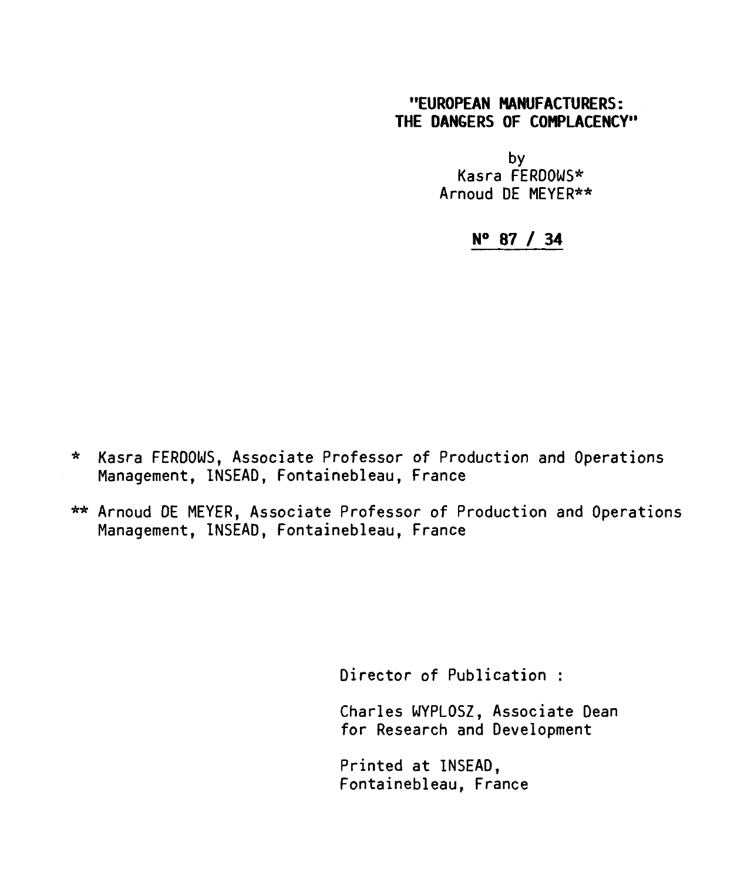# "EUROPEAN MANUFACTURERS: THE DANGERS OF COMPLACENCY"

by
Kasra FERDOWS*
Arnoud DE MEYER**

**N° 87 / 34**

\* Kasra FERDOWS, Associate Professor of Production and Operations Management, INSEAD, Fontainebleau, France

\*\* Arnoud DE MEYER, Associate Professor of Production and Operations Management, INSEAD, Fontainebleau, France

Director of Publication :

Charles WYPLOSZ, Associate Dean for Research and Development

Printed at INSEAD, Fontainebleau, France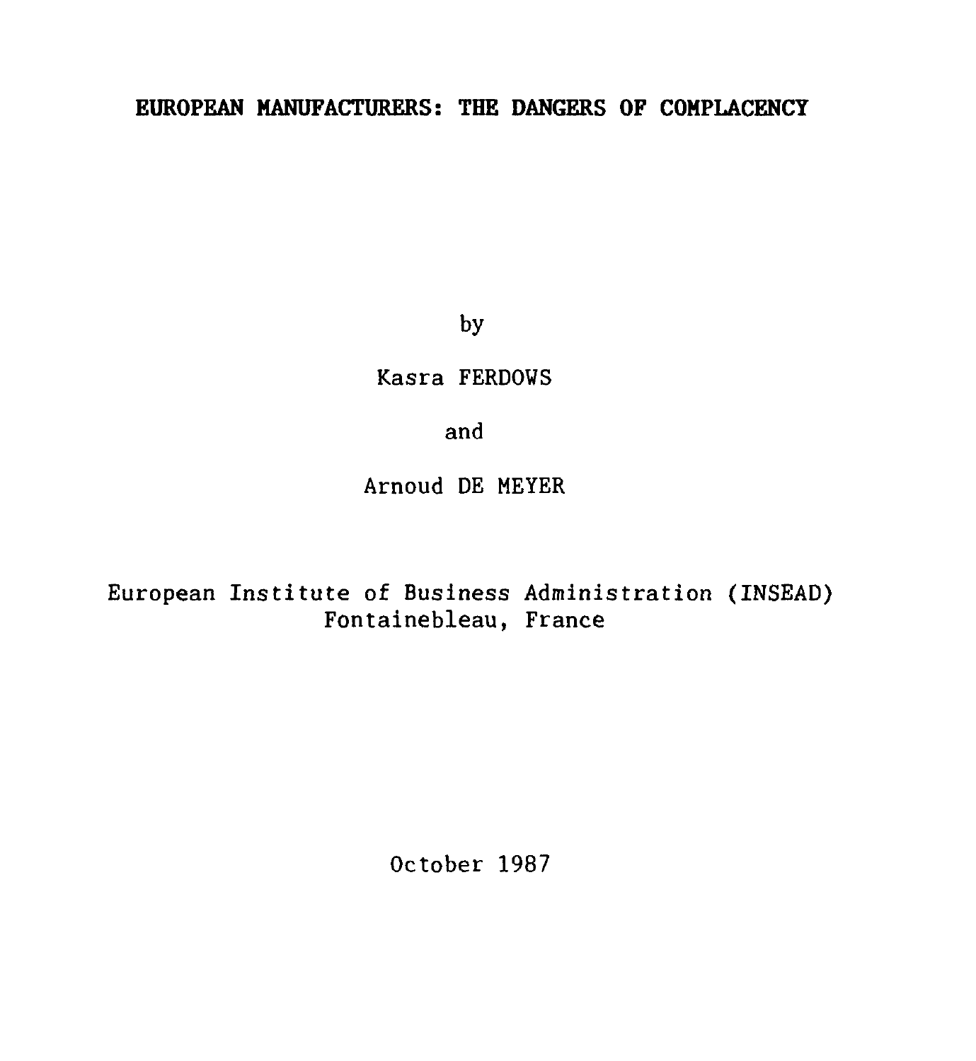# EUROPEAN MANUFACTURERS: THE DANGERS OF COMPLACENCY

by

Kasra FERDOWS

and

Arnoud DE MEYER

European Institute of Business Administration (INSEAD)
Fontainebleau, France

October 1987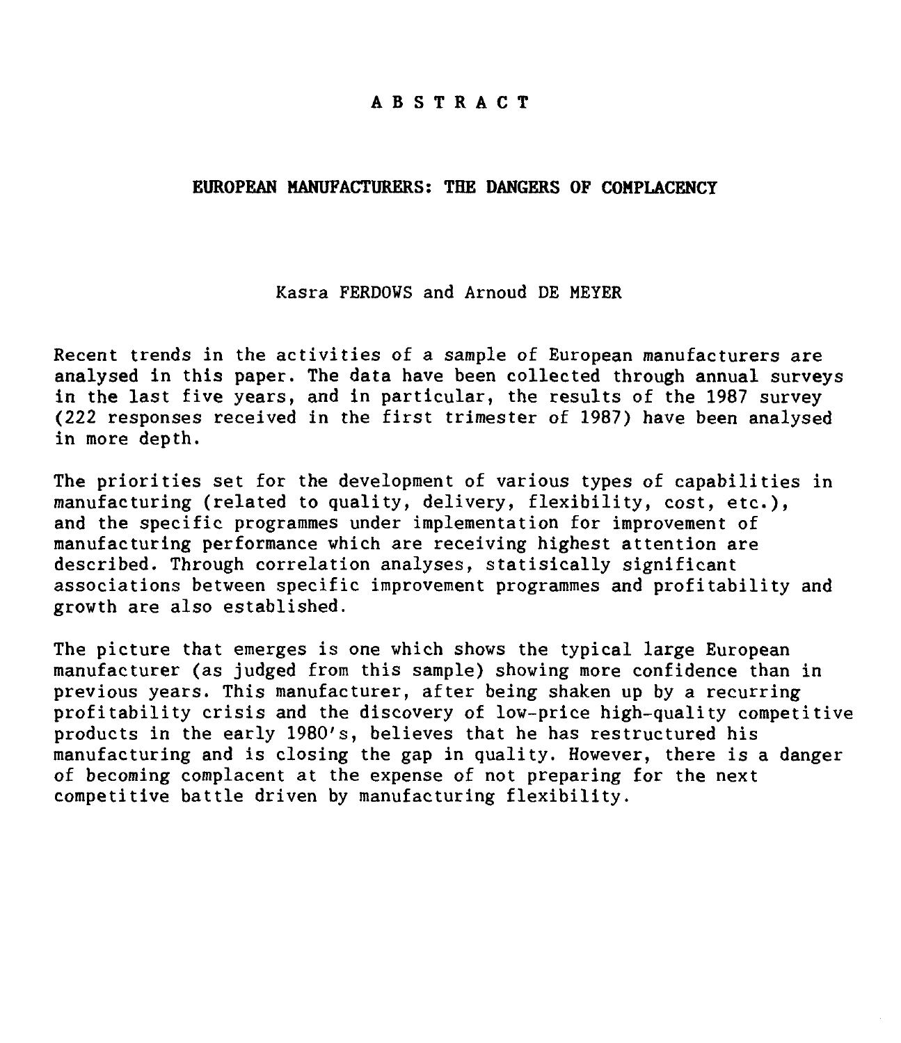# ABSTRACT

## EUROPEAN MANUFACTURERS: THE DANGERS OF COMPLACENCY

Kasra FERDOWS and Arnoud DE MEYER

Recent trends in the activities of a sample of European manufacturers are analysed in this paper. The data have been collected through annual surveys in the last five years, and in particular, the results of the 1987 survey (222 responses received in the first trimester of 1987) have been analysed in more depth.

The priorities set for the development of various types of capabilities in manufacturing (related to quality, delivery, flexibility, cost, etc.), and the specific programmes under implementation for improvement of manufacturing performance which are receiving highest attention are described. Through correlation analyses, statisically significant associations between specific improvement programmes and profitability and growth are also established.

The picture that emerges is one which shows the typical large European manufacturer (as judged from this sample) showing more confidence than in previous years. This manufacturer, after being shaken up by a recurring profitability crisis and the discovery of low-price high-quality competitive products in the early 1980's, believes that he has restructured his manufacturing and is closing the gap in quality. However, there is a danger of becoming complacent at the expense of not preparing for the next competitive battle driven by manufacturing flexibility.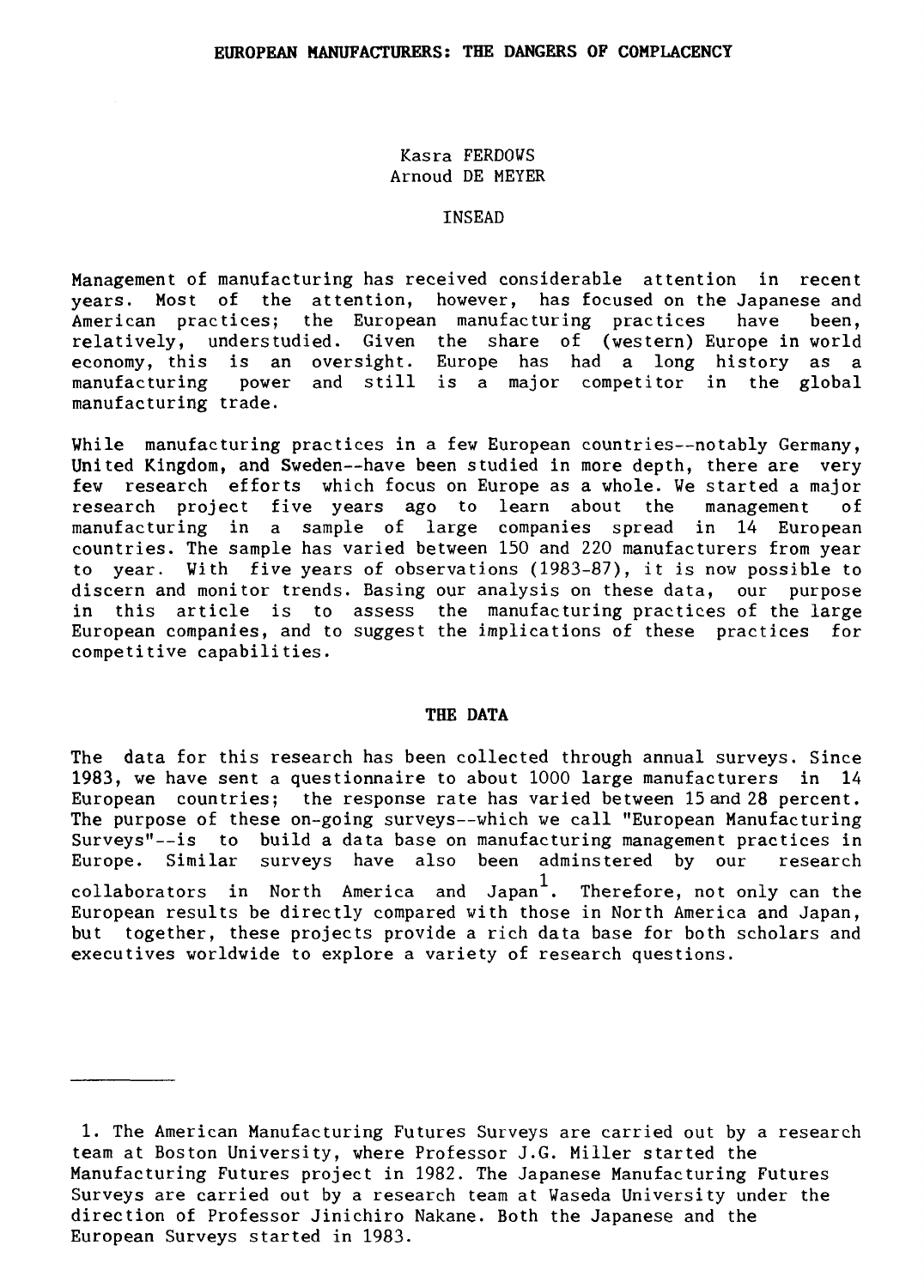# EUROPEAN MANUFACTURERS: THE DANGERS OF COMPLACENCY

Kasra FERDOWS
Arnoud DE MEYER

INSEAD

Management of manufacturing has received considerable attention in recent years. Most of the attention, however, has focused on the Japanese and American practices; the European manufacturing practices have been, relatively, understudied. Given the share of (western) Europe in world economy, this is an oversight. Europe has had a long history as a manufacturing power and still is a major competitor in the global manufacturing trade.

While manufacturing practices in a few European countries--notably Germany, United Kingdom, and Sweden--have been studied in more depth, there are very few research efforts which focus on Europe as a whole. We started a major research project five years ago to learn about the management of manufacturing in a sample of large companies spread in 14 European countries. The sample has varied between 150 and 220 manufacturers from year to year. With five years of observations (1983-87), it is now possible to discern and monitor trends. Basing our analysis on these data, our purpose in this article is to assess the manufacturing practices of the large European companies, and to suggest the implications of these practices for competitive capabilities.

## THE DATA

The data for this research has been collected through annual surveys. Since 1983, we have sent a questionnaire to about 1000 large manufacturers in 14 European countries; the response rate has varied between 15 and 28 percent. The purpose of these on-going surveys--which we call "European Manufacturing Surveys"--is to build a data base on manufacturing management practices in Europe. Similar surveys have also been adminstered by our research collaborators in North America and Japan[1]. Therefore, not only can the European results be directly compared with those in North America and Japan, but together, these projects provide a rich data base for both scholars and executives worldwide to explore a variety of research questions.

---

1. The American Manufacturing Futures Surveys are carried out by a research team at Boston University, where Professor J.G. Miller started the Manufacturing Futures project in 1982. The Japanese Manufacturing Futures Surveys are carried out by a research team at Waseda University under the direction of Professor Jinichiro Nakane. Both the Japanese and the European Surveys started in 1983.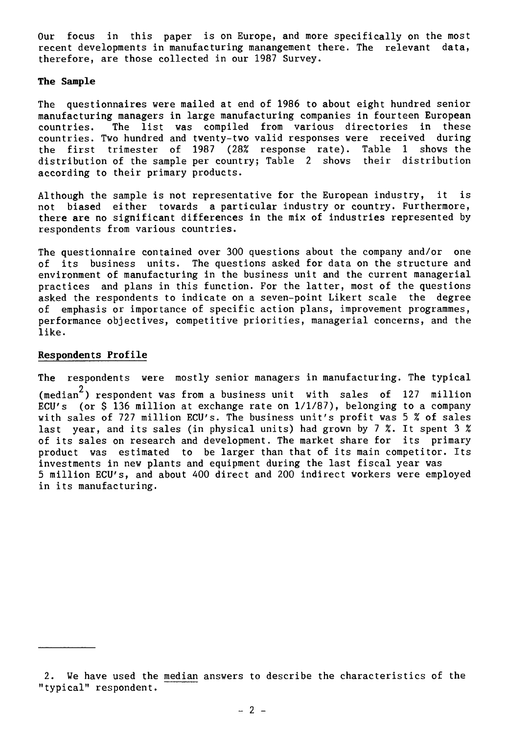Our focus in this paper is on Europe, and more specifically on the most recent developments in manufacturing manangement there. The relevant data, therefore, are those collected in our 1987 Survey.

**The Sample**

The questionnaires were mailed at end of 1986 to about eight hundred senior manufacturing managers in large manufacturing companies in fourteen European countries. The list was compiled from various directories in these countries. Two hundred and twenty-two valid responses were received during the first trimester of 1987 (28% response rate). Table 1 shows the distribution of the sample per country; Table 2 shows their distribution according to their primary products.

Although the sample is not representative for the European industry, it is not biased either towards a particular industry or country. Furthermore, there are no significant differences in the mix of industries represented by respondents from various countries.

The questionnaire contained over 300 questions about the company and/or one of its business units. The questions asked for data on the structure and environment of manufacturing in the business unit and the current managerial practices and plans in this function. For the latter, most of the questions asked the respondents to indicate on a seven-point Likert scale the degree of emphasis or importance of specific action plans, improvement programmes, performance objectives, competitive priorities, managerial concerns, and the like.

**Respondents Profile**

The respondents were mostly senior managers in manufacturing. The typical (median[2]) respondent was from a business unit with sales of 127 million ECU's (or $ 136 million at exchange rate on 1/1/87), belonging to a company with sales of 727 million ECU's. The business unit's profit was 5 % of sales last year, and its sales (in physical units) had grown by 7 %. It spent 3 % of its sales on research and development. The market share for its primary product was estimated to be larger than that of its main competitor. Its investments in new plants and equipment during the last fiscal year was 5 million ECU's, and about 400 direct and 200 indirect workers were employed in its manufacturing.

---

2. We have used the median answers to describe the characteristics of the "typical" respondent.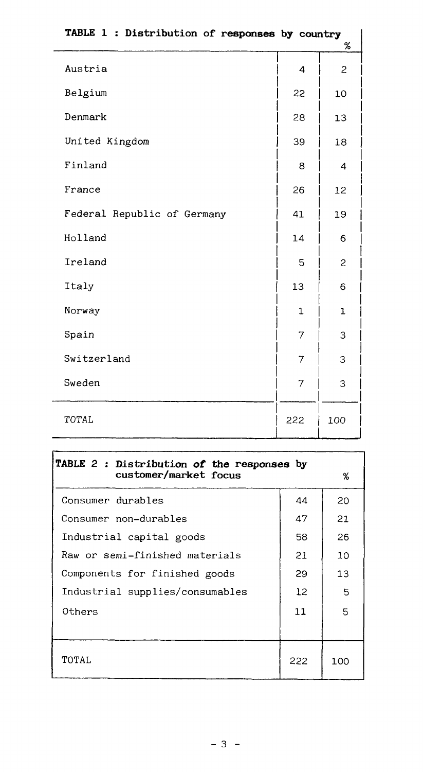**TABLE 1 : Distribution of responses by country**

| | | % |
|---|---|---|
| Austria | 4 | 2 |
| Belgium | 22 | 10 |
| Denmark | 28 | 13 |
| United Kingdom | 39 | 18 |
| Finland | 8 | 4 |
| France | 26 | 12 |
| Federal Republic of Germany | 41 | 19 |
| Holland | 14 | 6 |
| Ireland | 5 | 2 |
| Italy | 13 | 6 |
| Norway | 1 | 1 |
| Spain | 7 | 3 |
| Switzerland | 7 | 3 |
| Sweden | 7 | 3 |
| TOTAL | 222 | 100 |

**TABLE 2 : Distribution of the responses by customer/market focus**

| | | % |
|---|---|---|
| Consumer durables | 44 | 20 |
| Consumer non-durables | 47 | 21 |
| Industrial capital goods | 58 | 26 |
| Raw or semi-finished materials | 21 | 10 |
| Components for finished goods | 29 | 13 |
| Industrial supplies/consumables | 12 | 5 |
| Others | 11 | 5 |
| TOTAL | 222 | 100 |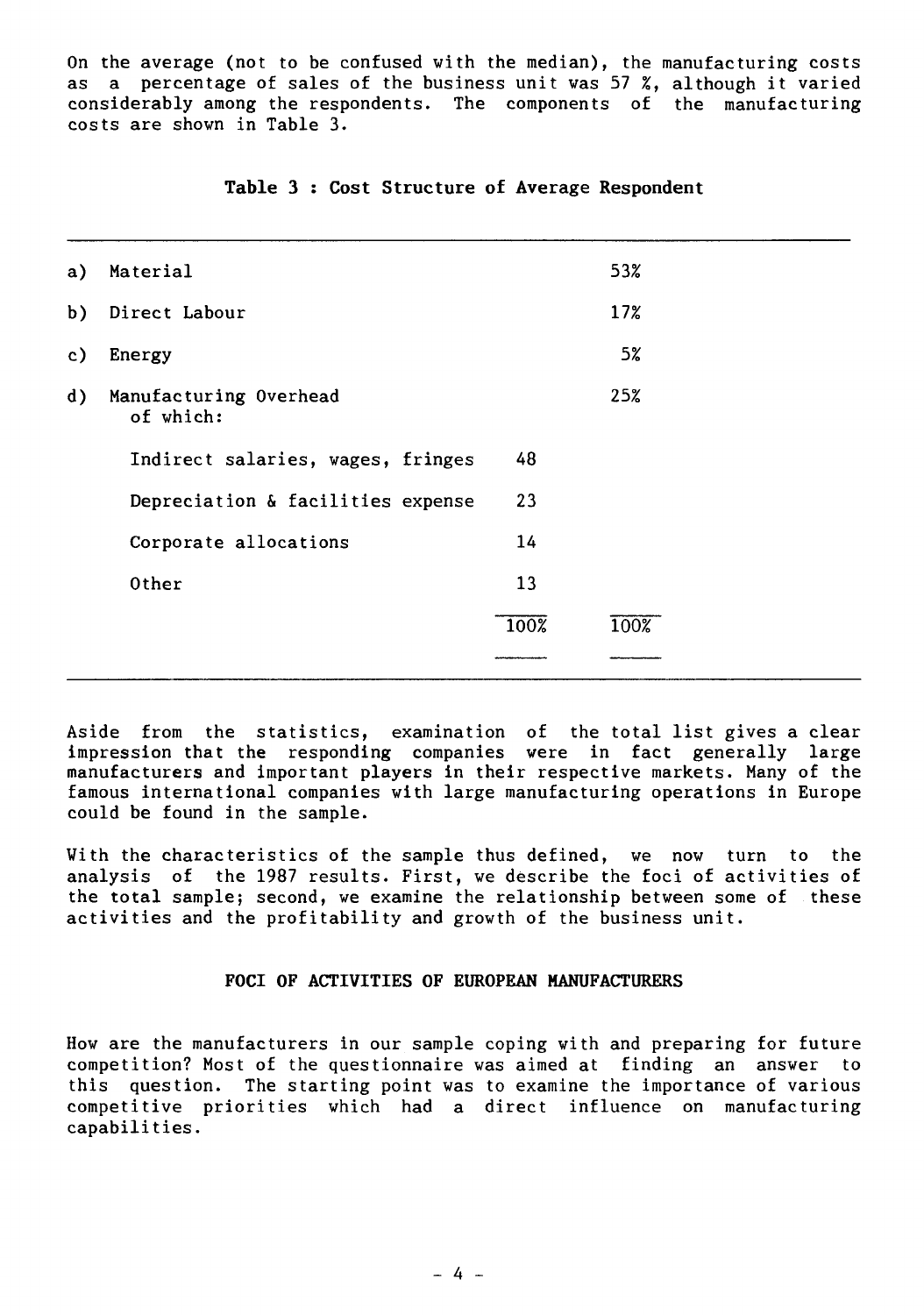On the average (not to be confused with the median), the manufacturing costs as a percentage of sales of the business unit was 57 %, although it varied considerably among the respondents. The components of the manufacturing costs are shown in Table 3.

**Table 3 : Cost Structure of Average Respondent**

| | | | |
|---|---|---|---|
| a) | Material | | 53% |
| b) | Direct Labour | | 17% |
| c) | Energy | | 5% |
| d) | Manufacturing Overhead of which: | | 25% |
| | Indirect salaries, wages, fringes | 48 | |
| | Depreciation & facilities expense | 23 | |
| | Corporate allocations | 14 | |
| | Other | 13 | |
| | | 100% | 100% |

Aside from the statistics, examination of the total list gives a clear impression that the responding companies were in fact generally large manufacturers and important players in their respective markets. Many of the famous international companies with large manufacturing operations in Europe could be found in the sample.

With the characteristics of the sample thus defined, we now turn to the analysis of the 1987 results. First, we describe the foci of activities of the total sample; second, we examine the relationship between some of these activities and the profitability and growth of the business unit.

## FOCI OF ACTIVITIES OF EUROPEAN MANUFACTURERS

How are the manufacturers in our sample coping with and preparing for future competition? Most of the questionnaire was aimed at finding an answer to this question. The starting point was to examine the importance of various competitive priorities which had a direct influence on manufacturing capabilities.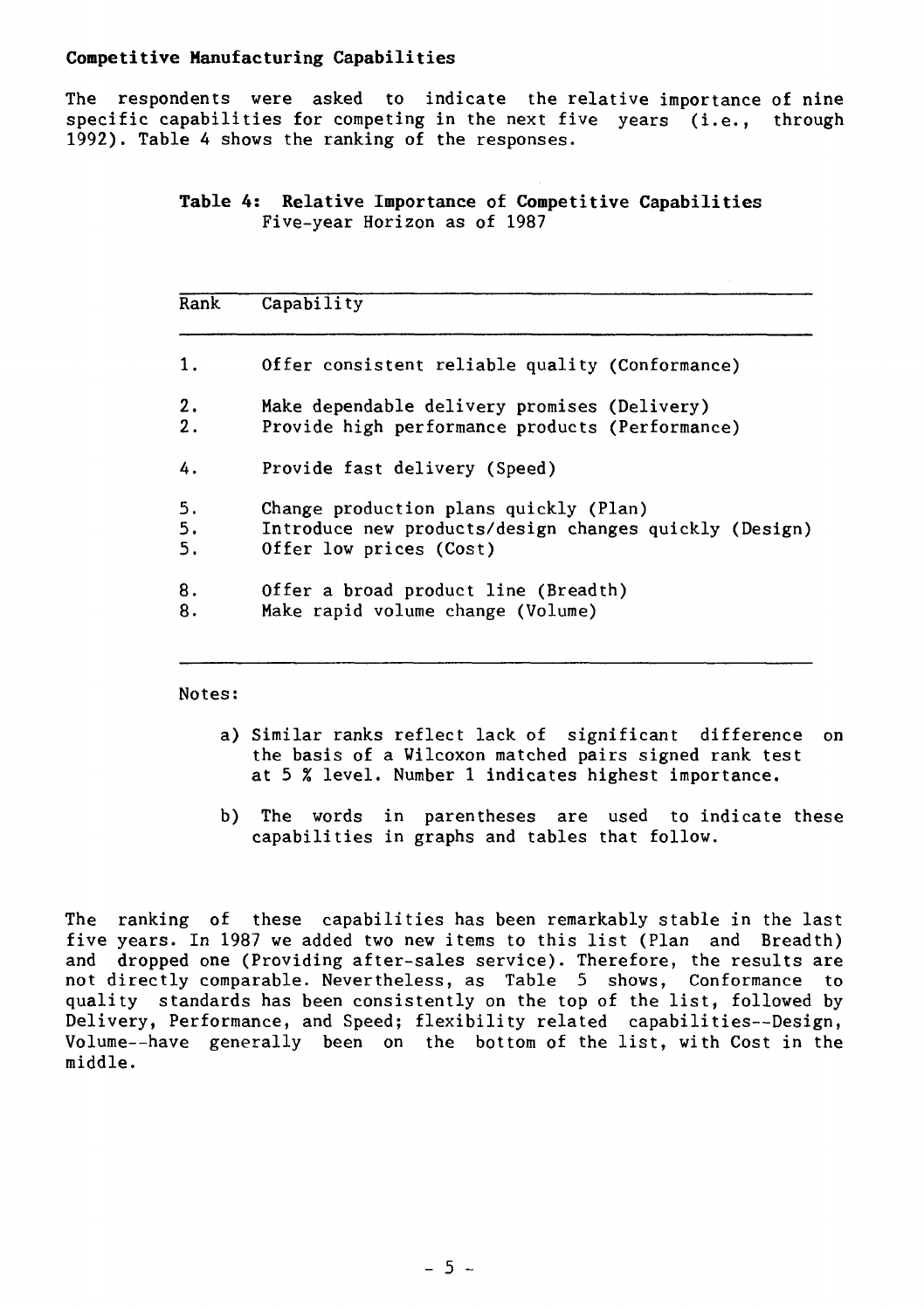### Competitive Manufacturing Capabilities

The respondents were asked to indicate the relative importance of nine specific capabilities for competing in the next five years (i.e., through 1992). Table 4 shows the ranking of the responses.

**Table 4: Relative Importance of Competitive Capabilities**
Five-year Horizon as of 1987

| Rank | Capability |
|---|---|
| 1. | Offer consistent reliable quality (Conformance) |
| 2. | Make dependable delivery promises (Delivery) |
| 2. | Provide high performance products (Performance) |
| 4. | Provide fast delivery (Speed) |
| 5. | Change production plans quickly (Plan) |
| 5. | Introduce new products/design changes quickly (Design) |
| 5. | Offer low prices (Cost) |
| 8. | Offer a broad product line (Breadth) |
| 8. | Make rapid volume change (Volume) |

Notes:

a) Similar ranks reflect lack of significant difference on the basis of a Wilcoxon matched pairs signed rank test at 5 % level. Number 1 indicates highest importance.

b) The words in parentheses are used to indicate these capabilities in graphs and tables that follow.

The ranking of these capabilities has been remarkably stable in the last five years. In 1987 we added two new items to this list (Plan and Breadth) and dropped one (Providing after-sales service). Therefore, the results are not directly comparable. Nevertheless, as Table 5 shows, Conformance to quality standards has been consistently on the top of the list, followed by Delivery, Performance, and Speed; flexibility related capabilities--Design, Volume--have generally been on the bottom of the list, with Cost in the middle.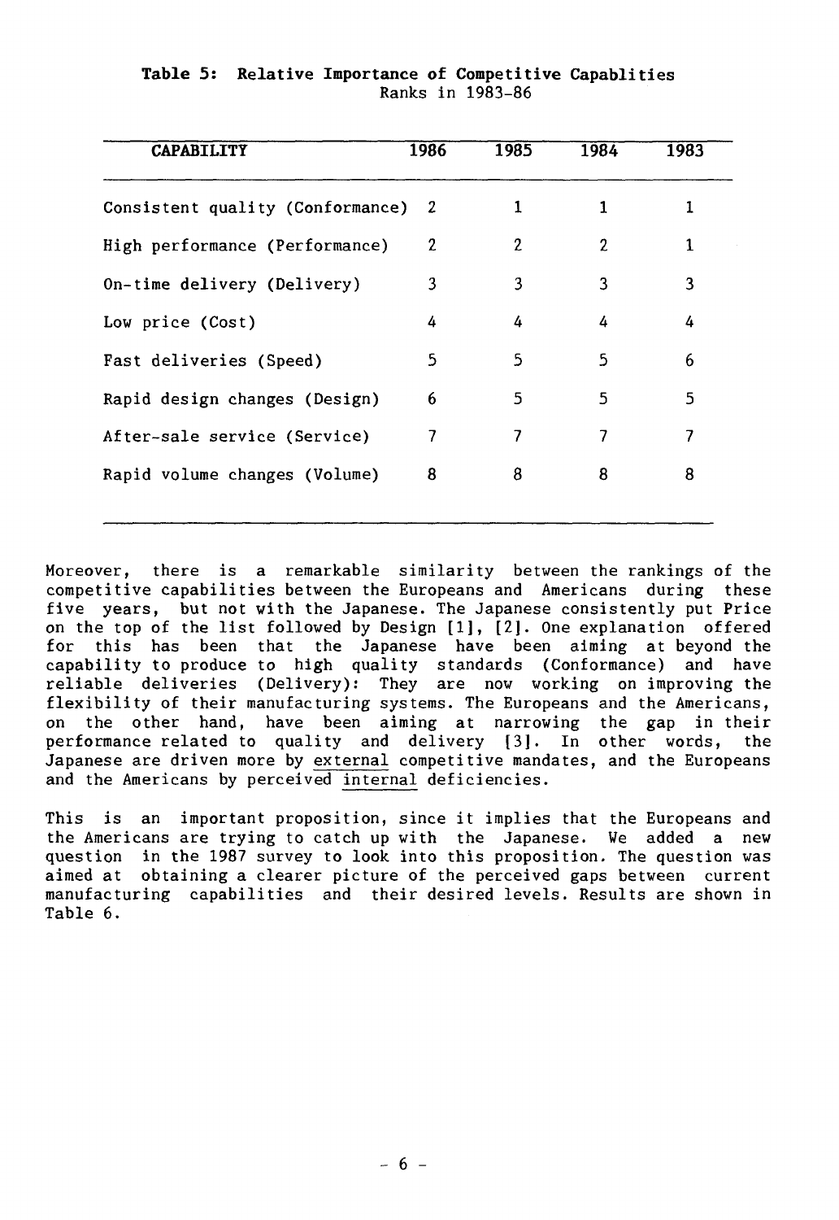**Table 5: Relative Importance of Competitive Capablities**
Ranks in 1983-86

| CAPABILITY | 1986 | 1985 | 1984 | 1983 |
|---|---|---|---|---|
| Consistent quality (Conformance) | 2 | 1 | 1 | 1 |
| High performance (Performance) | 2 | 2 | 2 | 1 |
| On-time delivery (Delivery) | 3 | 3 | 3 | 3 |
| Low price (Cost) | 4 | 4 | 4 | 4 |
| Fast deliveries (Speed) | 5 | 5 | 5 | 6 |
| Rapid design changes (Design) | 6 | 5 | 5 | 5 |
| After-sale service (Service) | 7 | 7 | 7 | 7 |
| Rapid volume changes (Volume) | 8 | 8 | 8 | 8 |

Moreover, there is a remarkable similarity between the rankings of the competitive capabilities between the Europeans and Americans during these five years, but not with the Japanese. The Japanese consistently put Price on the top of the list followed by Design [1], [2]. One explanation offered for this has been that the Japanese have been aiming at beyond the capability to produce to high quality standards (Conformance) and have reliable deliveries (Delivery): They are now working on improving the flexibility of their manufacturing systems. The Europeans and the Americans, on the other hand, have been aiming at narrowing the gap in their performance related to quality and delivery [3]. In other words, the Japanese are driven more by <u>external</u> competitive mandates, and the Europeans and the Americans by perceived <u>internal</u> deficiencies.

This is an important proposition, since it implies that the Europeans and the Americans are trying to catch up with the Japanese. We added a new question in the 1987 survey to look into this proposition. The question was aimed at obtaining a clearer picture of the perceived gaps between current manufacturing capabilities and their desired levels. Results are shown in Table 6.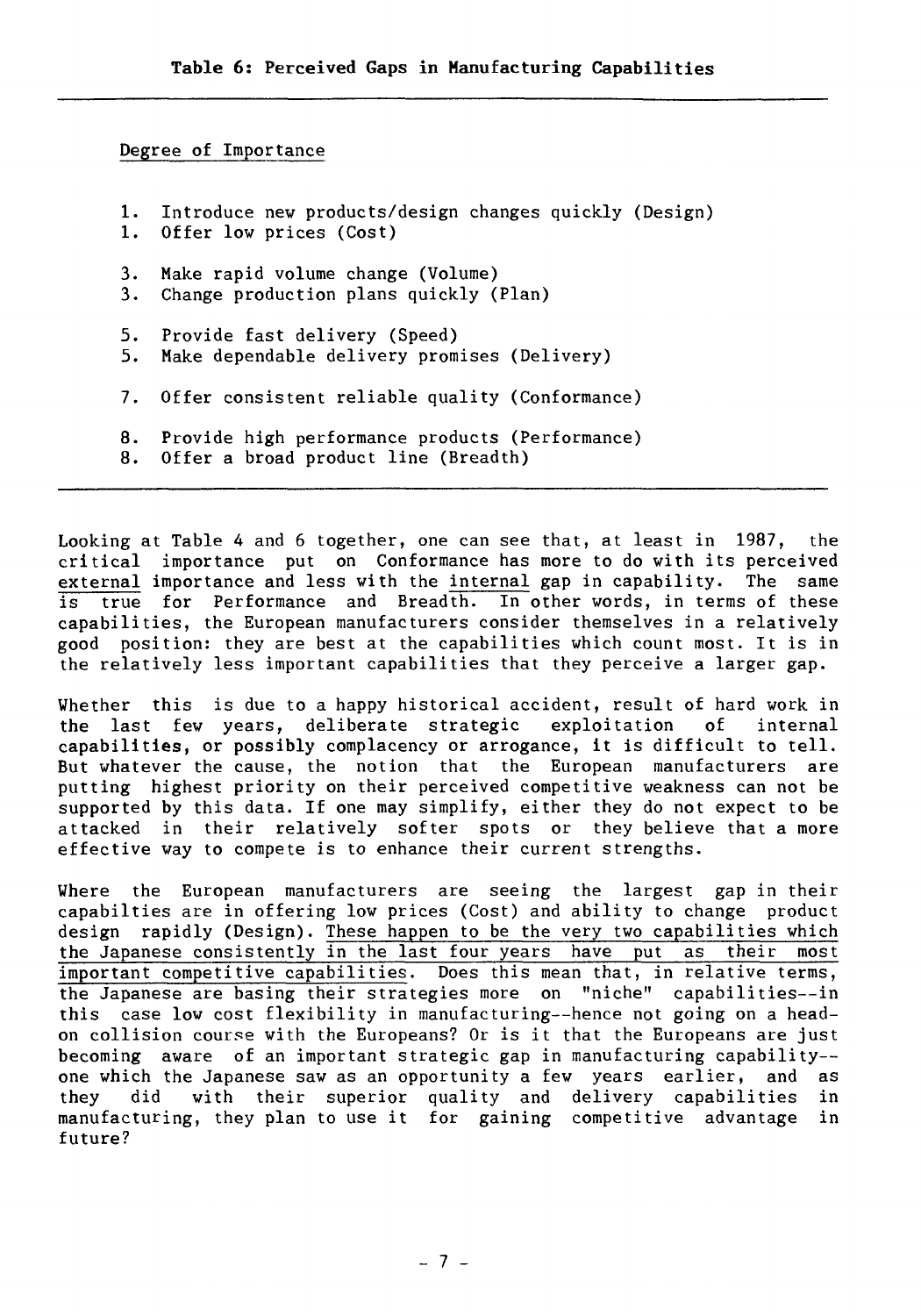**Table 6: Perceived Gaps in Manufacturing Capabilities**

Degree of Importance

1. Introduce new products/design changes quickly (Design)
1. Offer low prices (Cost)

3. Make rapid volume change (Volume)
3. Change production plans quickly (Plan)

5. Provide fast delivery (Speed)
5. Make dependable delivery promises (Delivery)

7. Offer consistent reliable quality (Conformance)

8. Provide high performance products (Performance)
8. Offer a broad product line (Breadth)

Looking at Table 4 and 6 together, one can see that, at least in 1987, the critical importance put on Conformance has more to do with its perceived external importance and less with the internal gap in capability. The same is true for Performance and Breadth. In other words, in terms of these capabilities, the European manufacturers consider themselves in a relatively good position: they are best at the capabilities which count most. It is in the relatively less important capabilities that they perceive a larger gap.

Whether this is due to a happy historical accident, result of hard work in the last few years, deliberate strategic exploitation of internal capabilities, or possibly complacency or arrogance, it is difficult to tell. But whatever the cause, the notion that the European manufacturers are putting highest priority on their perceived competitive weakness can not be supported by this data. If one may simplify, either they do not expect to be attacked in their relatively softer spots or they believe that a more effective way to compete is to enhance their current strengths.

Where the European manufacturers are seeing the largest gap in their capabilties are in offering low prices (Cost) and ability to change product design rapidly (Design). These happen to be the very two capabilities which the Japanese consistently in the last four years have put as their most important competitive capabilities. Does this mean that, in relative terms, the Japanese are basing their strategies more on "niche" capabilities--in this case low cost flexibility in manufacturing--hence not going on a head-on collision course with the Europeans? Or is it that the Europeans are just becoming aware of an important strategic gap in manufacturing capability--one which the Japanese saw as an opportunity a few years earlier, and as they did with their superior quality and delivery capabilities in manufacturing, they plan to use it for gaining competitive advantage in future?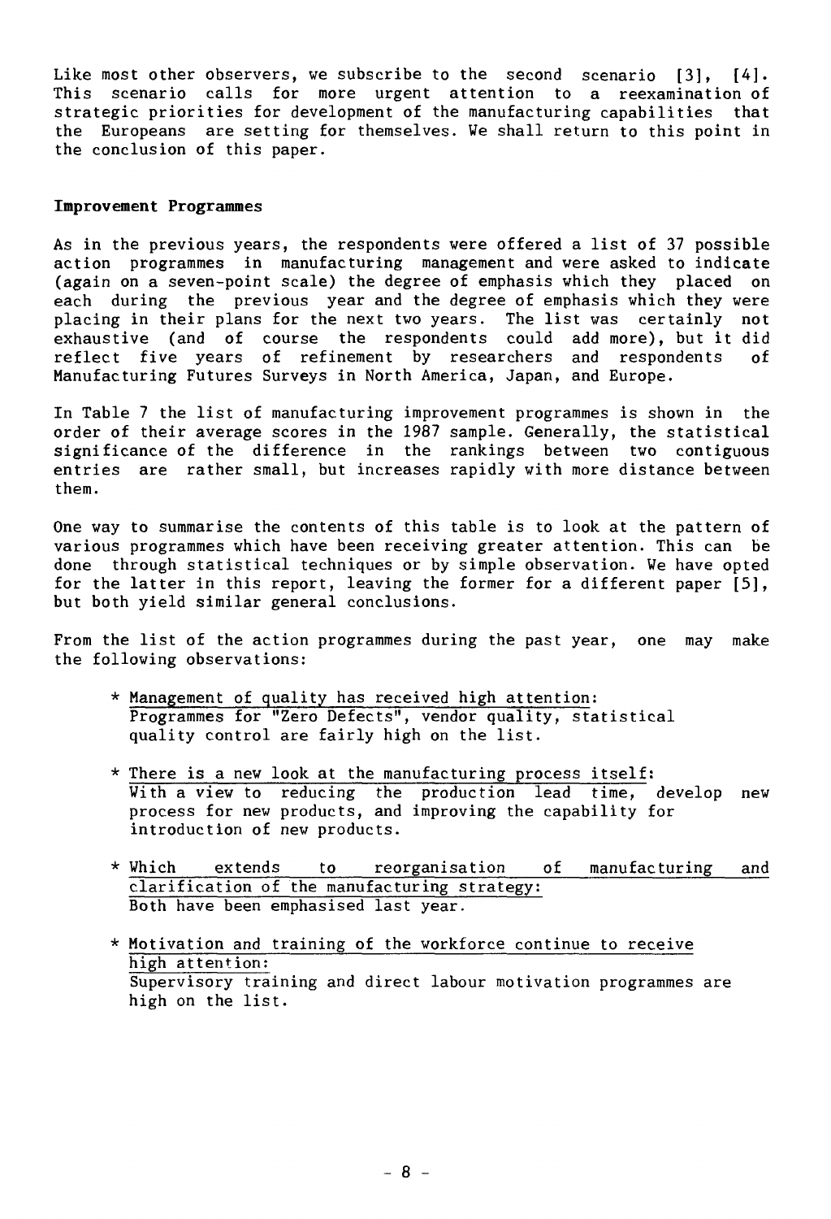Like most other observers, we subscribe to the second scenario [3], [4]. This scenario calls for more urgent attention to a reexamination of strategic priorities for development of the manufacturing capabilities that the Europeans are setting for themselves. We shall return to this point in the conclusion of this paper.

**Improvement Programmes**

As in the previous years, the respondents were offered a list of 37 possible action programmes in manufacturing management and were asked to indicate (again on a seven-point scale) the degree of emphasis which they placed on each during the previous year and the degree of emphasis which they were placing in their plans for the next two years. The list was certainly not exhaustive (and of course the respondents could add more), but it did reflect five years of refinement by researchers and respondents of Manufacturing Futures Surveys in North America, Japan, and Europe.

In Table 7 the list of manufacturing improvement programmes is shown in the order of their average scores in the 1987 sample. Generally, the statistical significance of the difference in the rankings between two contiguous entries are rather small, but increases rapidly with more distance between them.

One way to summarise the contents of this table is to look at the pattern of various programmes which have been receiving greater attention. This can be done through statistical techniques or by simple observation. We have opted for the latter in this report, leaving the former for a different paper [5], but both yield similar general conclusions.

From the list of the action programmes during the past year, one may make the following observations:

- <u>Management of quality has received high attention:</u>
  Programmes for "Zero Defects", vendor quality, statistical quality control are fairly high on the list.

- <u>There is a new look at the manufacturing process itself:</u>
  With a view to reducing the production lead time, develop new process for new products, and improving the capability for introduction of new products.

- <u>Which extends to reorganisation of manufacturing and clarification of the manufacturing strategy:</u>
  Both have been emphasised last year.

- <u>Motivation and training of the workforce continue to receive high attention:</u>
  Supervisory training and direct labour motivation programmes are high on the list.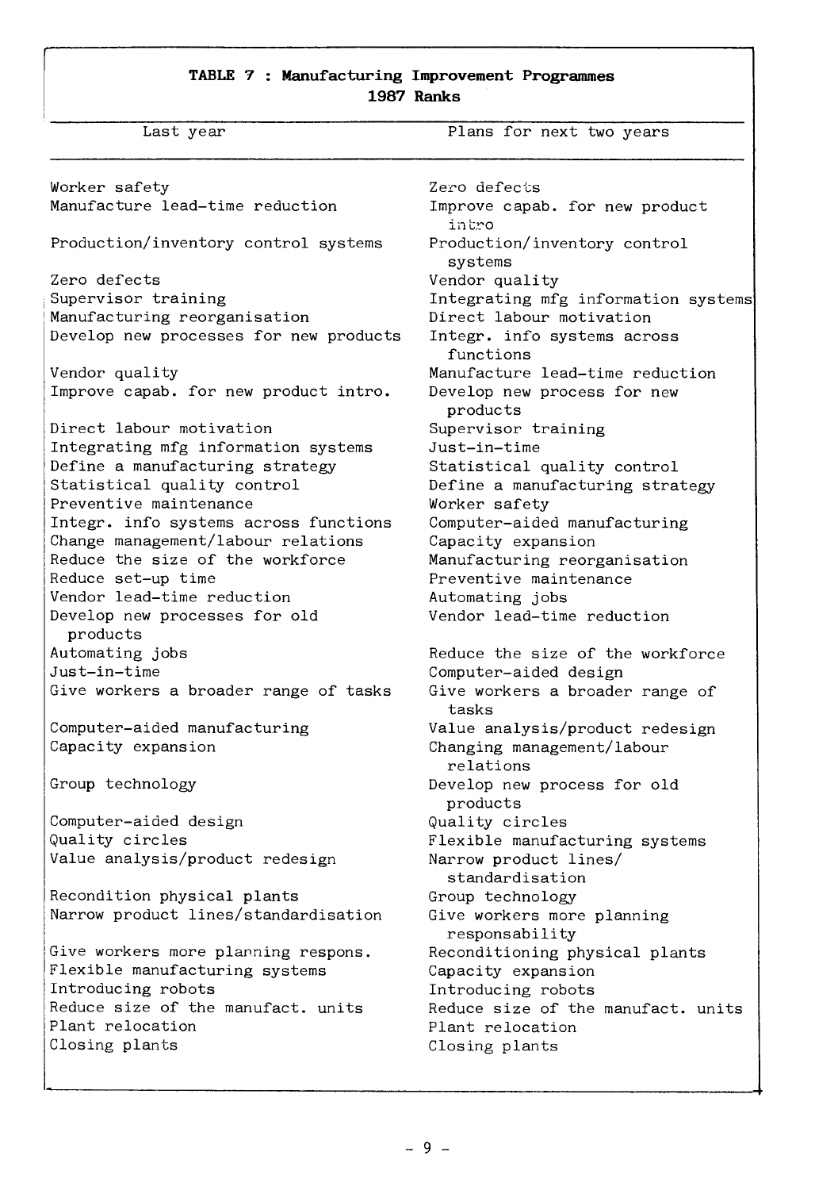**TABLE 7 : Manufacturing Improvement Programmes**
**1987 Ranks**

| Last year | Plans for next two years |
|---|---|
| Worker safety | Zero defects |
| Manufacture lead-time reduction | Improve capab. for new product intro |
| Production/inventory control systems | Production/inventory control systems |
| Zero defects | Vendor quality |
| Supervisor training | Integrating mfg information systems |
| Manufacturing reorganisation | Direct labour motivation |
| Develop new processes for new products | Integr. info systems across functions |
| Vendor quality | Manufacture lead-time reduction |
| Improve capab. for new product intro. | Develop new process for new products |
| Direct labour motivation | Supervisor training |
| Integrating mfg information systems | Just-in-time |
| Define a manufacturing strategy | Statistical quality control |
| Statistical quality control | Define a manufacturing strategy |
| Preventive maintenance | Worker safety |
| Integr. info systems across functions | Computer-aided manufacturing |
| Change management/labour relations | Capacity expansion |
| Reduce the size of the workforce | Manufacturing reorganisation |
| Reduce set-up time | Preventive maintenance |
| Vendor lead-time reduction | Automating jobs |
| Develop new processes for old products | Vendor lead-time reduction |
| Automating jobs | Reduce the size of the workforce |
| Just-in-time | Computer-aided design |
| Give workers a broader range of tasks | Give workers a broader range of tasks |
| Computer-aided manufacturing | Value analysis/product redesign |
| Capacity expansion | Changing management/labour relations |
| Group technology | Develop new process for old products |
| Computer-aided design | Quality circles |
| Quality circles | Flexible manufacturing systems |
| Value analysis/product redesign | Narrow product lines/ standardisation |
| Recondition physical plants | Group technology |
| Narrow product lines/standardisation | Give workers more planning responsability |
| Give workers more planning respons. | Reconditioning physical plants |
| Flexible manufacturing systems | Capacity expansion |
| Introducing robots | Introducing robots |
| Reduce size of the manufact. units | Reduce size of the manufact. units |
| Plant relocation | Plant relocation |
| Closing plants | Closing plants |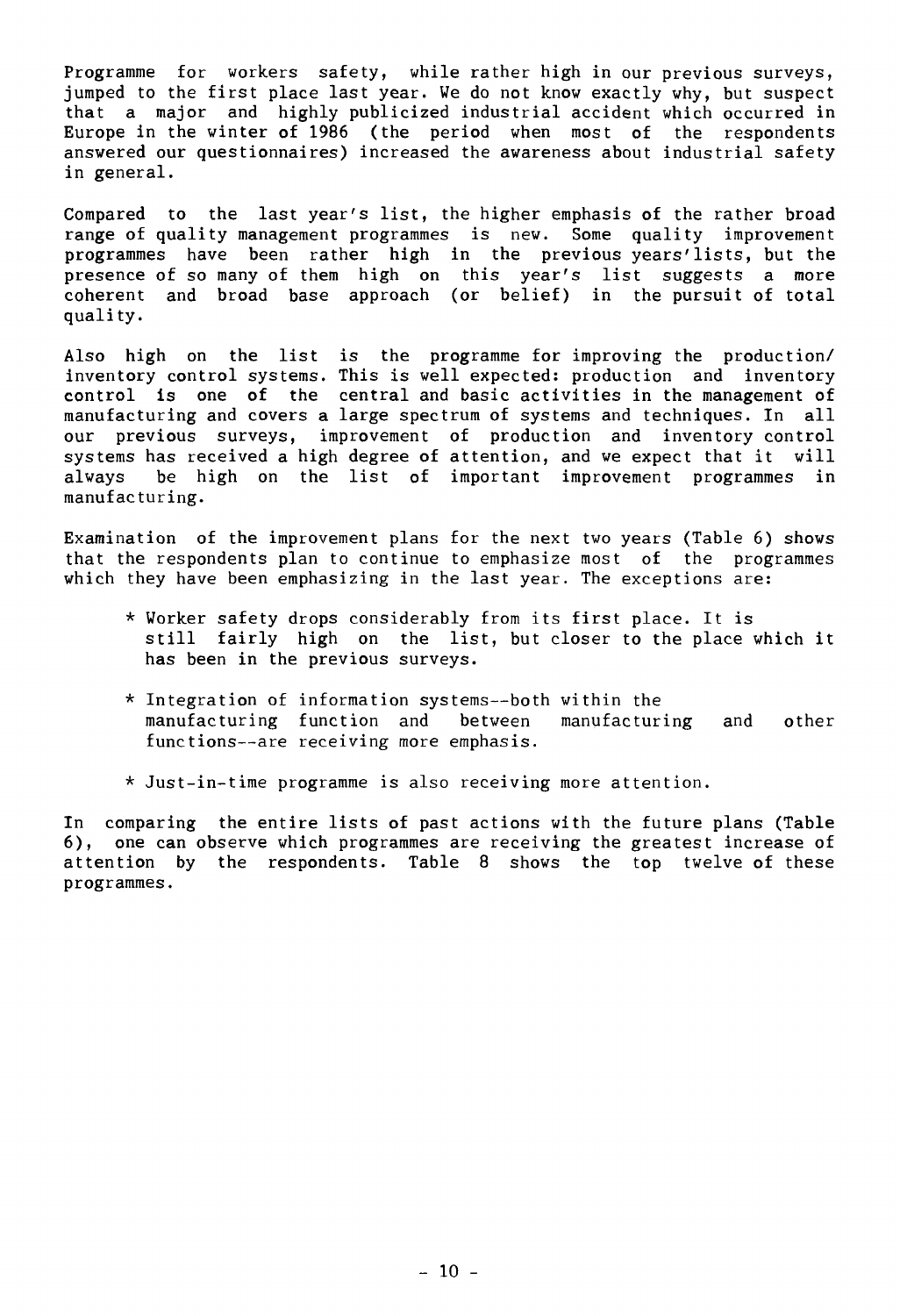Programme for workers safety, while rather high in our previous surveys, jumped to the first place last year. We do not know exactly why, but suspect that a major and highly publicized industrial accident which occurred in Europe in the winter of 1986 (the period when most of the respondents answered our questionnaires) increased the awareness about industrial safety in general.

Compared to the last year's list, the higher emphasis of the rather broad range of quality management programmes is new. Some quality improvement programmes have been rather high in the previous years'lists, but the presence of so many of them high on this year's list suggests a more coherent and broad base approach (or belief) in the pursuit of total quality.

Also high on the list is the programme for improving the production/ inventory control systems. This is well expected: production and inventory control is one of the central and basic activities in the management of manufacturing and covers a large spectrum of systems and techniques. In all our previous surveys, improvement of production and inventory control systems has received a high degree of attention, and we expect that it will always be high on the list of important improvement programmes in manufacturing.

Examination of the improvement plans for the next two years (Table 6) shows that the respondents plan to continue to emphasize most of the programmes which they have been emphasizing in the last year. The exceptions are:

* Worker safety drops considerably from its first place. It is still fairly high on the list, but closer to the place which it has been in the previous surveys.
* Integration of information systems--both within the manufacturing function and between manufacturing and other functions--are receiving more emphasis.
* Just-in-time programme is also receiving more attention.

In comparing the entire lists of past actions with the future plans (Table 6), one can observe which programmes are receiving the greatest increase of attention by the respondents. Table 8 shows the top twelve of these programmes.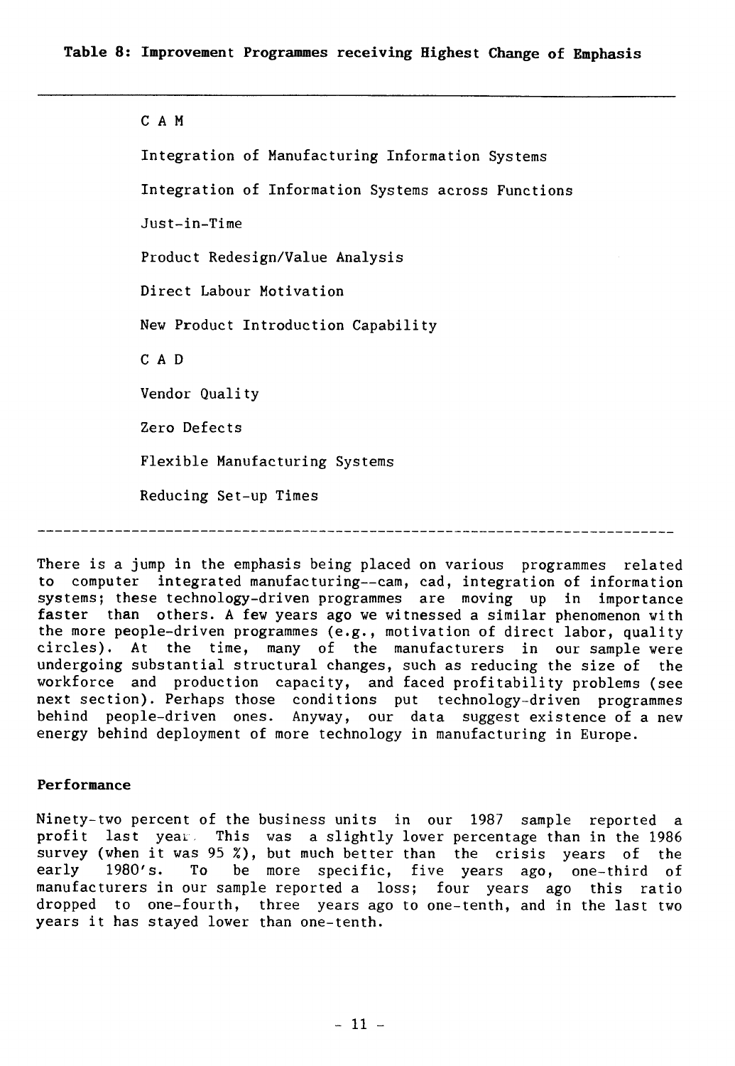**Table 8: Improvement Programmes receiving Highest Change of Emphasis**

| |
|---|
| C A M |
| Integration of Manufacturing Information Systems |
| Integration of Information Systems across Functions |
| Just-in-Time |
| Product Redesign/Value Analysis |
| Direct Labour Motivation |
| New Product Introduction Capability |
| C A D |
| Vendor Quality |
| Zero Defects |
| Flexible Manufacturing Systems |
| Reducing Set-up Times |

There is a jump in the emphasis being placed on various programmes related to computer integrated manufacturing--cam, cad, integration of information systems; these technology-driven programmes are moving up in importance faster than others. A few years ago we witnessed a similar phenomenon with the more people-driven programmes (e.g., motivation of direct labor, quality circles). At the time, many of the manufacturers in our sample were undergoing substantial structural changes, such as reducing the size of the workforce and production capacity, and faced profitability problems (see next section). Perhaps those conditions put technology-driven programmes behind people-driven ones. Anyway, our data suggest existence of a new energy behind deployment of more technology in manufacturing in Europe.

### Performance

Ninety-two percent of the business units in our 1987 sample reported a profit last year. This was a slightly lower percentage than in the 1986 survey (when it was 95 %), but much better than the crisis years of the early 1980's. To be more specific, five years ago, one-third of manufacturers in our sample reported a loss; four years ago this ratio dropped to one-fourth, three years ago to one-tenth, and in the last two years it has stayed lower than one-tenth.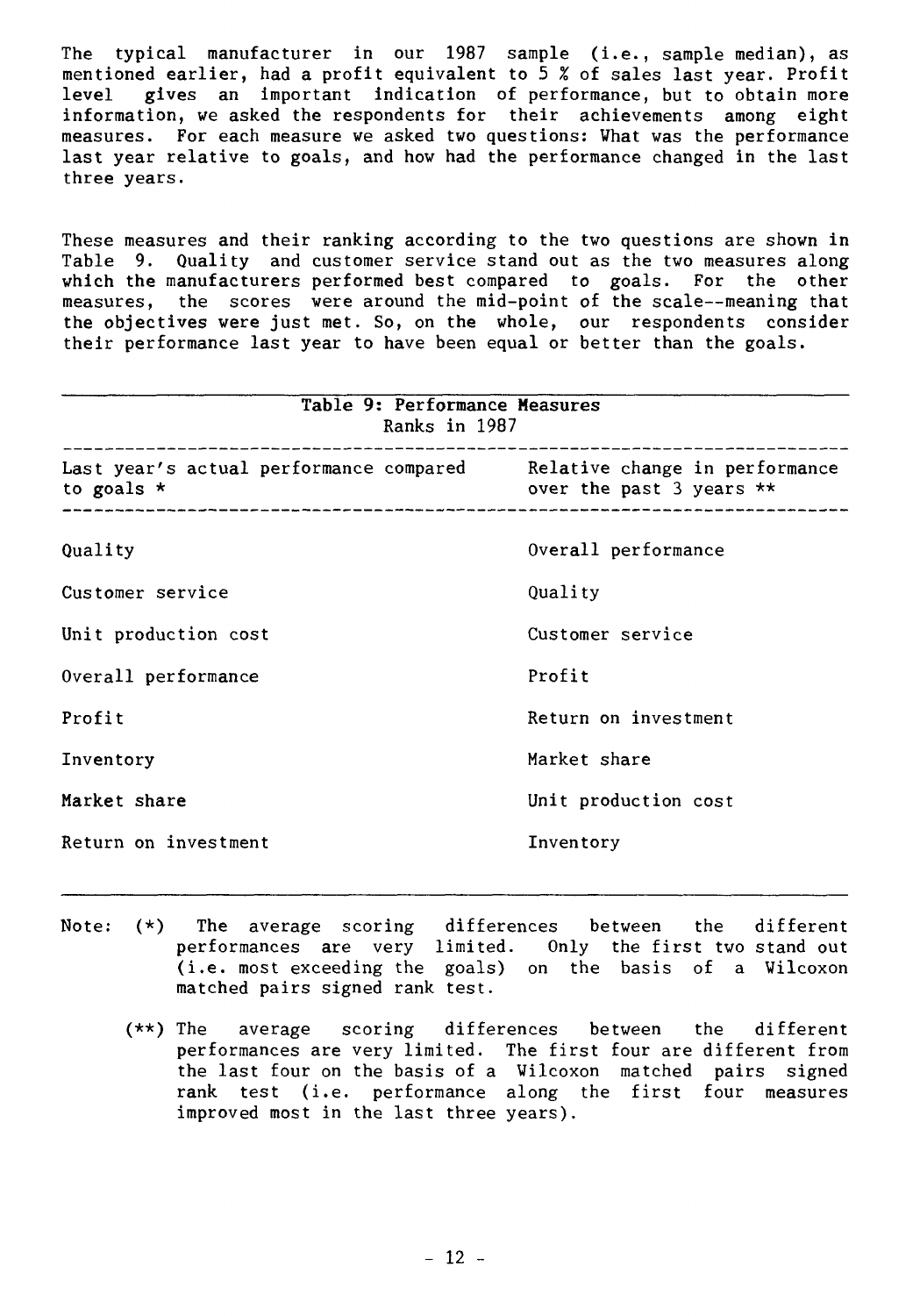The typical manufacturer in our 1987 sample (i.e., sample median), as mentioned earlier, had a profit equivalent to 5 % of sales last year. Profit level gives an important indication of performance, but to obtain more information, we asked the respondents for their achievements among eight measures. For each measure we asked two questions: What was the performance last year relative to goals, and how had the performance changed in the last three years.

These measures and their ranking according to the two questions are shown in Table 9. Quality and customer service stand out as the two measures along which the manufacturers performed best compared to goals. For the other measures, the scores were around the mid-point of the scale--meaning that the objectives were just met. So, on the whole, our respondents consider their performance last year to have been equal or better than the goals.

**Table 9: Performance Measures**
Ranks in 1987

| Last year's actual performance compared to goals * | Relative change in performance over the past 3 years ** |
|---|---|
| Quality | Overall performance |
| Customer service | Quality |
| Unit production cost | Customer service |
| Overall performance | Profit |
| Profit | Return on investment |
| Inventory | Market share |
| Market share | Unit production cost |
| Return on investment | Inventory |

Note: (*) The average scoring differences between the different performances are very limited. Only the first two stand out (i.e. most exceeding the goals) on the basis of a Wilcoxon matched pairs signed rank test.

(**) The average scoring differences between the different performances are very limited. The first four are different from the last four on the basis of a Wilcoxon matched pairs signed rank test (i.e. performance along the first four measures improved most in the last three years).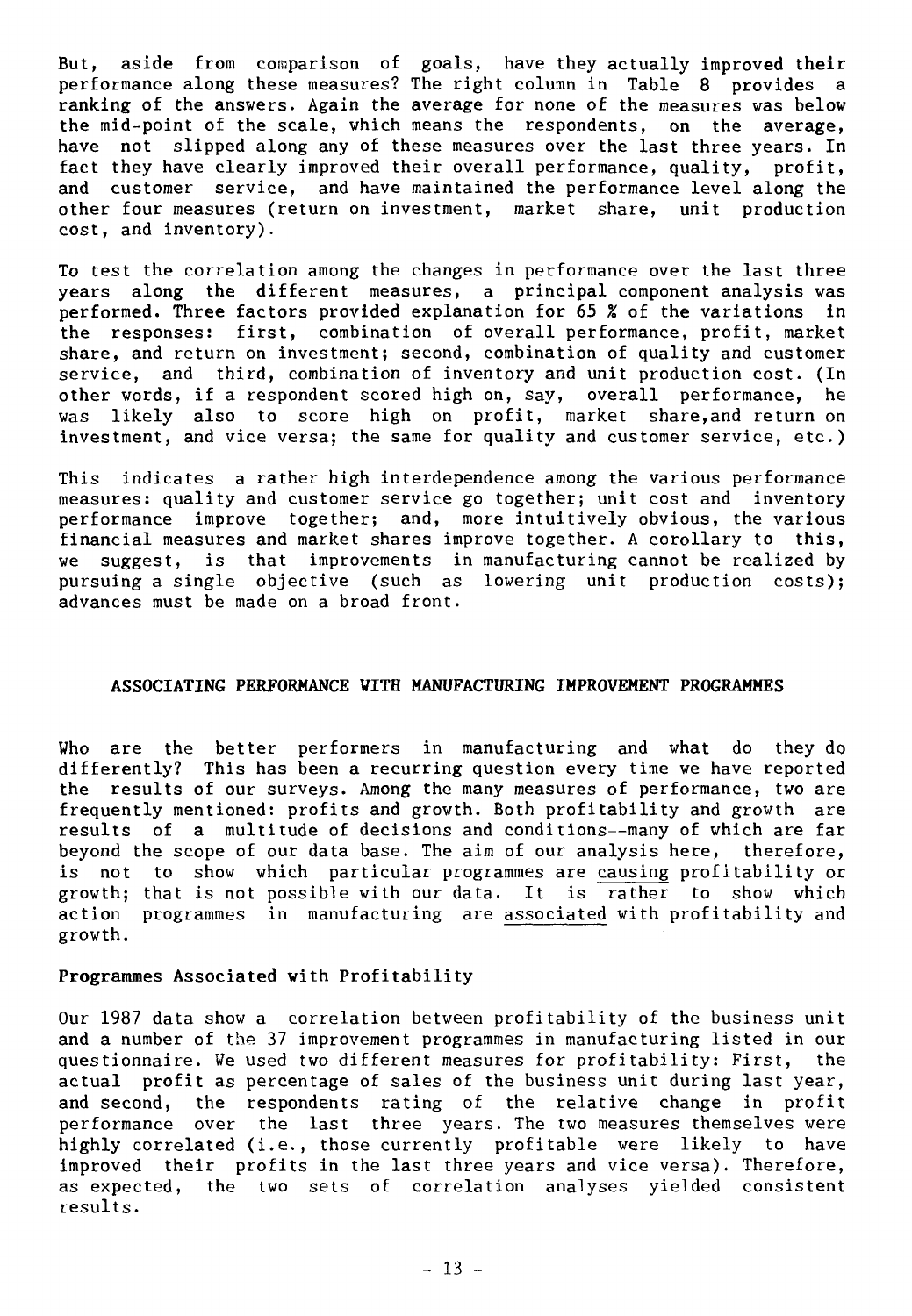But, aside from comparison of goals, have they actually improved their performance along these measures? The right column in Table 8 provides a ranking of the answers. Again the average for none of the measures was below the mid-point of the scale, which means the respondents, on the average, have not slipped along any of these measures over the last three years. In fact they have clearly improved their overall performance, quality, profit, and customer service, and have maintained the performance level along the other four measures (return on investment, market share, unit production cost, and inventory).

To test the correlation among the changes in performance over the last three years along the different measures, a principal component analysis was performed. Three factors provided explanation for 65 % of the variations in the responses: first, combination of overall performance, profit, market share, and return on investment; second, combination of quality and customer service, and third, combination of inventory and unit production cost. (In other words, if a respondent scored high on, say, overall performance, he was likely also to score high on profit, market share,and return on investment, and vice versa; the same for quality and customer service, etc.)

This indicates a rather high interdependence among the various performance measures: quality and customer service go together; unit cost and inventory performance improve together; and, more intuitively obvious, the various financial measures and market shares improve together. A corollary to this, we suggest, is that improvements in manufacturing cannot be realized by pursuing a single objective (such as lowering unit production costs); advances must be made on a broad front.

## ASSOCIATING PERFORMANCE WITH MANUFACTURING IMPROVEMENT PROGRAMMES

Who are the better performers in manufacturing and what do they do differently? This has been a recurring question every time we have reported the results of our surveys. Among the many measures of performance, two are frequently mentioned: profits and growth. Both profitability and growth are results of a multitude of decisions and conditions--many of which are far beyond the scope of our data base. The aim of our analysis here, therefore, is not to show which particular programmes are <u>causing</u> profitability or growth; that is not possible with our data. It is rather to show which action programmes in manufacturing are <u>associated</u> with profitability and growth.

### Programmes Associated with Profitability

Our 1987 data show a correlation between profitability of the business unit and a number of the 37 improvement programmes in manufacturing listed in our questionnaire. We used two different measures for profitability: First, the actual profit as percentage of sales of the business unit during last year, and second, the respondents rating of the relative change in profit performance over the last three years. The two measures themselves were highly correlated (i.e., those currently profitable were likely to have improved their profits in the last three years and vice versa). Therefore, as expected, the two sets of correlation analyses yielded consistent results.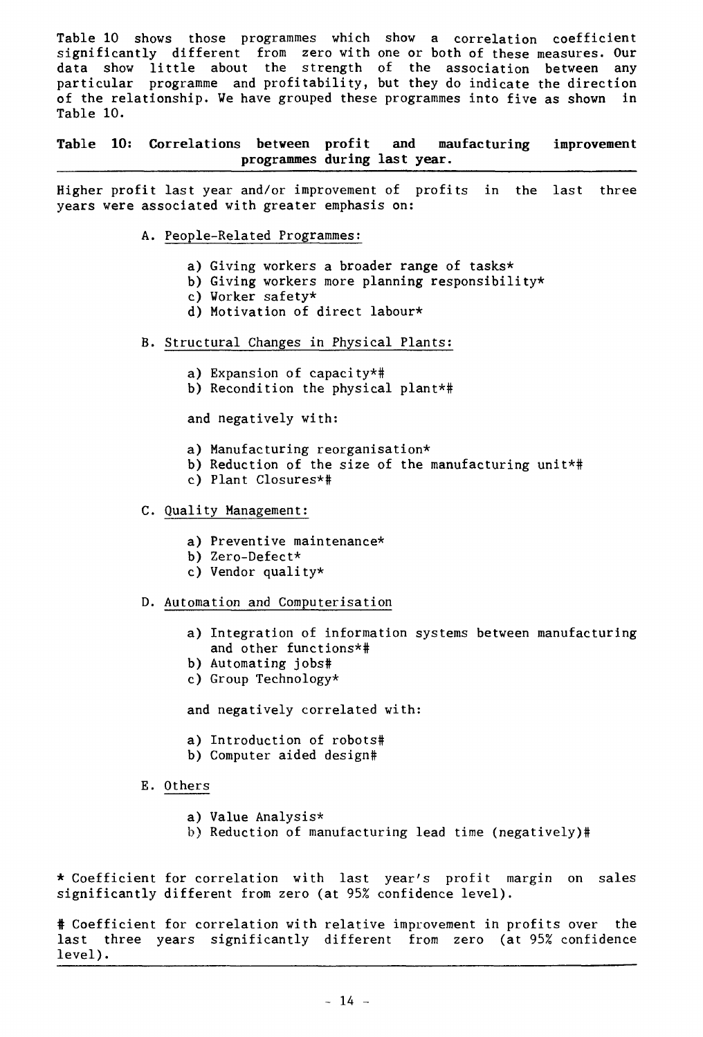Table 10 shows those programmes which show a correlation coefficient significantly different from zero with one or both of these measures. Our data show little about the strength of the association between any particular programme and profitability, but they do indicate the direction of the relationship. We have grouped these programmes into five as shown in Table 10.

**Table 10: Correlations between profit and maufacturing improvement programmes during last year.**

---

Higher profit last year and/or improvement of profits in the last three years were associated with greater emphasis on:

A. People-Related Programmes:

a) Giving workers a broader range of tasks*
b) Giving workers more planning responsibility*
c) Worker safety*
d) Motivation of direct labour*

B. Structural Changes in Physical Plants:

a) Expansion of capacity*#
b) Recondition the physical plant*#

and negatively with:

a) Manufacturing reorganisation*
b) Reduction of the size of the manufacturing unit*#
c) Plant Closures*#

C. Quality Management:

a) Preventive maintenance*
b) Zero-Defect*
c) Vendor quality*

D. Automation and Computerisation

a) Integration of information systems between manufacturing and other functions*#
b) Automating jobs#
c) Group Technology*

and negatively correlated with:

a) Introduction of robots#
b) Computer aided design#

E. Others

a) Value Analysis*
b) Reduction of manufacturing lead time (negatively)#

\* Coefficient for correlation with last year's profit margin on sales significantly different from zero (at 95% confidence level).

\# Coefficient for correlation with relative improvement in profits over the last three years significantly different from zero (at 95% confidence level).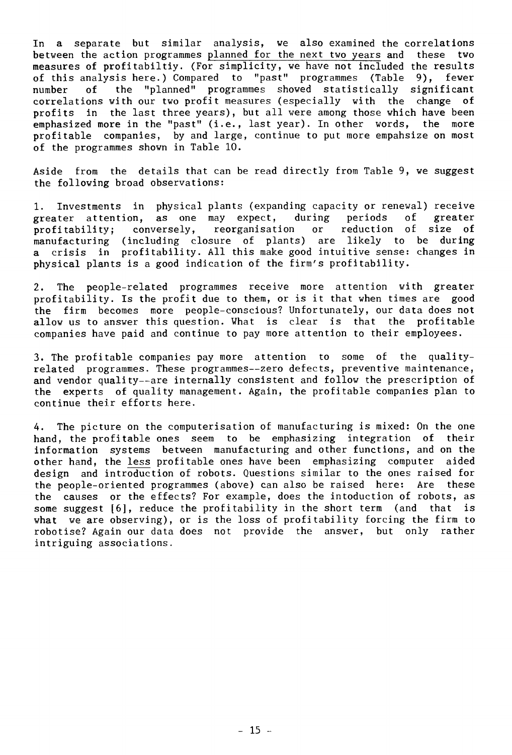In a separate but similar analysis, we also examined the correlations between the action programmes planned for the next two years and these two measures of profitabiltiy. (For simplicity, we have not included the results of this analysis here.) Compared to "past" programmes (Table 9), fewer number of the "planned" programmes showed statistically significant correlations with our two profit measures (especially with the change of profits in the last three years), but all were among those which have been emphasized more in the "past" (i.e., last year). In other words, the more profitable companies, by and large, continue to put more empahsize on most of the programmes shown in Table 10.

Aside from the details that can be read directly from Table 9, we suggest the following broad observations:

1. Investments in physical plants (expanding capacity or renewal) receive greater attention, as one may expect, during periods of greater profitability; conversely, reorganisation or reduction of size of manufacturing (including closure of plants) are likely to be during a crisis in profitability. All this make good intuitive sense: changes in physical plants is a good indication of the firm's profitability.

2. The people-related programmes receive more attention with greater profitability. Is the profit due to them, or is it that when times are good the firm becomes more people-conscious? Unfortunately, our data does not allow us to answer this question. What is clear is that the profitable companies have paid and continue to pay more attention to their employees.

3. The profitable companies pay more attention to some of the quality-related programmes. These programmes--zero defects, preventive maintenance, and vendor quality--are internally consistent and follow the prescription of the experts of quality management. Again, the profitable companies plan to continue their efforts here.

4. The picture on the computerisation of manufacturing is mixed: On the one hand, the profitable ones seem to be emphasizing integration of their information systems between manufacturing and other functions, and on the other hand, the less profitable ones have been emphasizing computer aided design and introduction of robots. Questions similar to the ones raised for the people-oriented programmes (above) can also be raised here: Are these the causes or the effects? For example, does the intoduction of robots, as some suggest [6], reduce the profitability in the short term (and that is what we are observing), or is the loss of profitability forcing the firm to robotise? Again our data does not provide the answer, but only rather intriguing associations.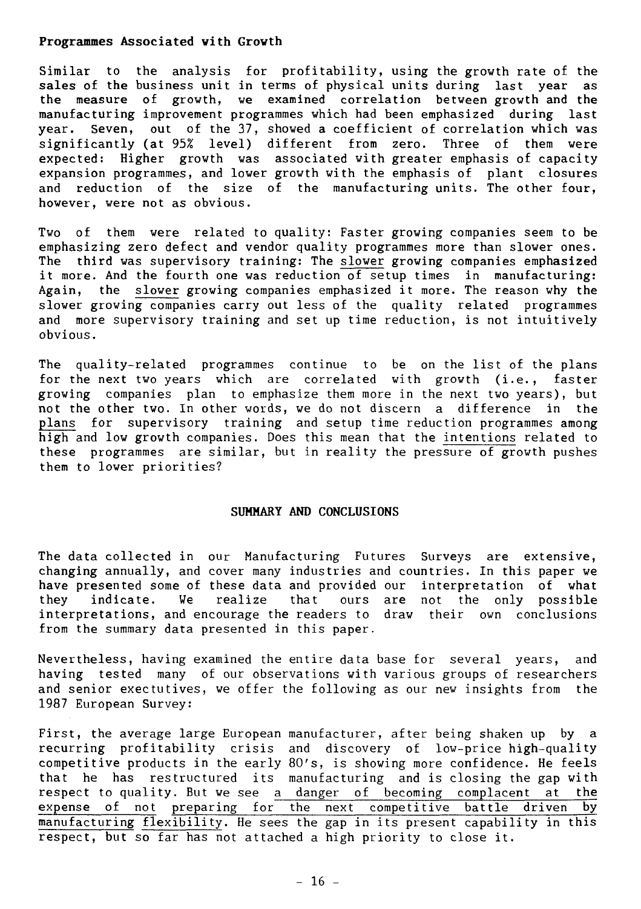**Programmes Associated with Growth**

Similar to the analysis for profitability, using the growth rate of the sales of the business unit in terms of physical units during last year as the measure of growth, we examined correlation between growth and the manufacturing improvement programmes which had been emphasized during last year. Seven, out of the 37, showed a coefficient of correlation which was significantly (at 95% level) different from zero. Three of them were expected: Higher growth was associated with greater emphasis of capacity expansion programmes, and lower growth with the emphasis of plant closures and reduction of the size of the manufacturing units. The other four, however, were not as obvious.

Two of them were related to quality: Faster growing companies seem to be emphasizing zero defect and vendor quality programmes more than slower ones. The third was supervisory training: The <u>slower</u> growing companies emphasized it more. And the fourth one was reduction of setup times in manufacturing: Again, the <u>slower</u> growing companies emphasized it more. The reason why the slower growing companies carry out less of the quality related programmes and more supervisory training and set up time reduction, is not intuitively obvious.

The quality-related programmes continue to be on the list of the plans for the next two years which are correlated with growth (i.e., faster growing companies plan to emphasize them more in the next two years), but not the other two. In other words, we do not discern a difference in the <u>plans</u> for supervisory training and setup time reduction programmes among high and low growth companies. Does this mean that the <u>intentions</u> related to these programmes are similar, but in reality the pressure of growth pushes them to lower priorities?

## SUMMARY AND CONCLUSIONS

The data collected in our Manufacturing Futures Surveys are extensive, changing annually, and cover many industries and countries. In this paper we have presented some of these data and provided our interpretation of what they indicate. We realize that ours are not the only possible interpretations, and encourage the readers to draw their own conclusions from the summary data presented in this paper.

Nevertheless, having examined the entire data base for several years, and having tested many of our observations with various groups of researchers and senior exectutives, we offer the following as our new insights from the 1987 European Survey:

First, the average large European manufacturer, after being shaken up by a recurring profitability crisis and discovery of low-price high-quality competitive products in the early 80's, is showing more confidence. He feels that he has restructured its manufacturing and is closing the gap with respect to quality. But we see <u>a danger of becoming complacent at the expense of not preparing for the next competitive battle driven by manufacturing flexibility</u>. He sees the gap in its present capability in this respect, but so far has not attached a high priority to close it.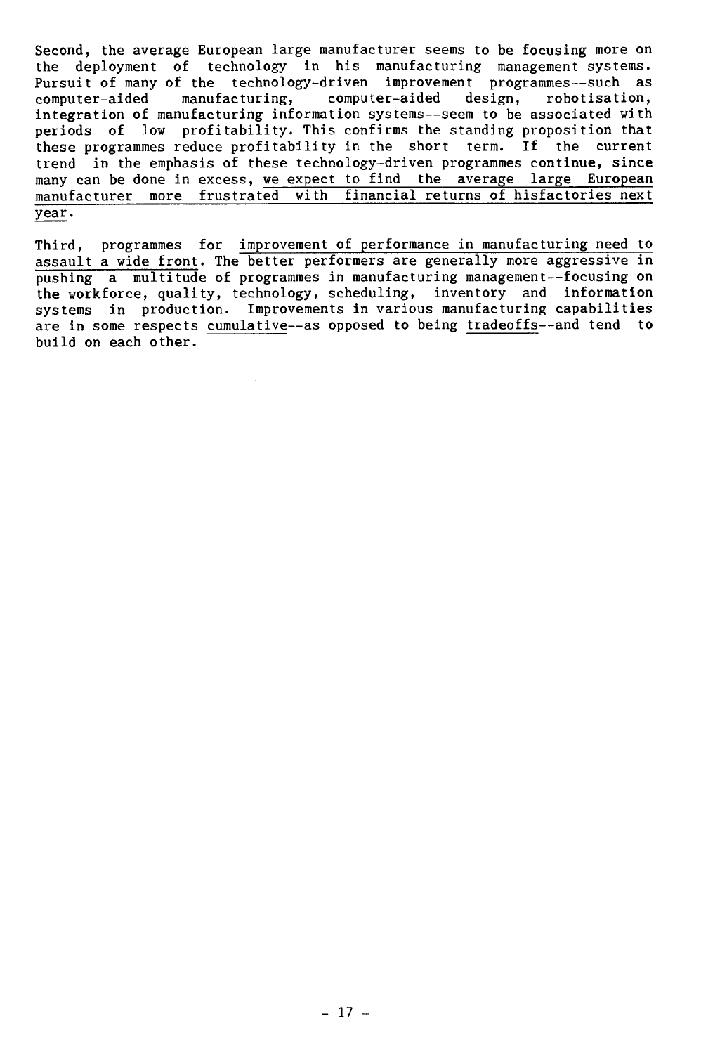Second, the average European large manufacturer seems to be focusing more on the deployment of technology in his manufacturing management systems. Pursuit of many of the technology-driven improvement programmes--such as computer-aided manufacturing, computer-aided design, robotisation, integration of manufacturing information systems--seem to be associated with periods of low profitability. This confirms the standing proposition that these programmes reduce profitability in the short term. If the current trend in the emphasis of these technology-driven programmes continue, since many can be done in excess, <u>we expect to find the average large European manufacturer more frustrated with financial returns of hisfactories next year</u>.

Third, programmes for <u>improvement of performance in manufacturing need to assault a wide front</u>. The better performers are generally more aggressive in pushing a multitude of programmes in manufacturing management--focusing on the workforce, quality, technology, scheduling, inventory and information systems in production. Improvements in various manufacturing capabilities are in some respects <u>cumulative</u>--as opposed to being <u>tradeoffs</u>--and tend to build on each other.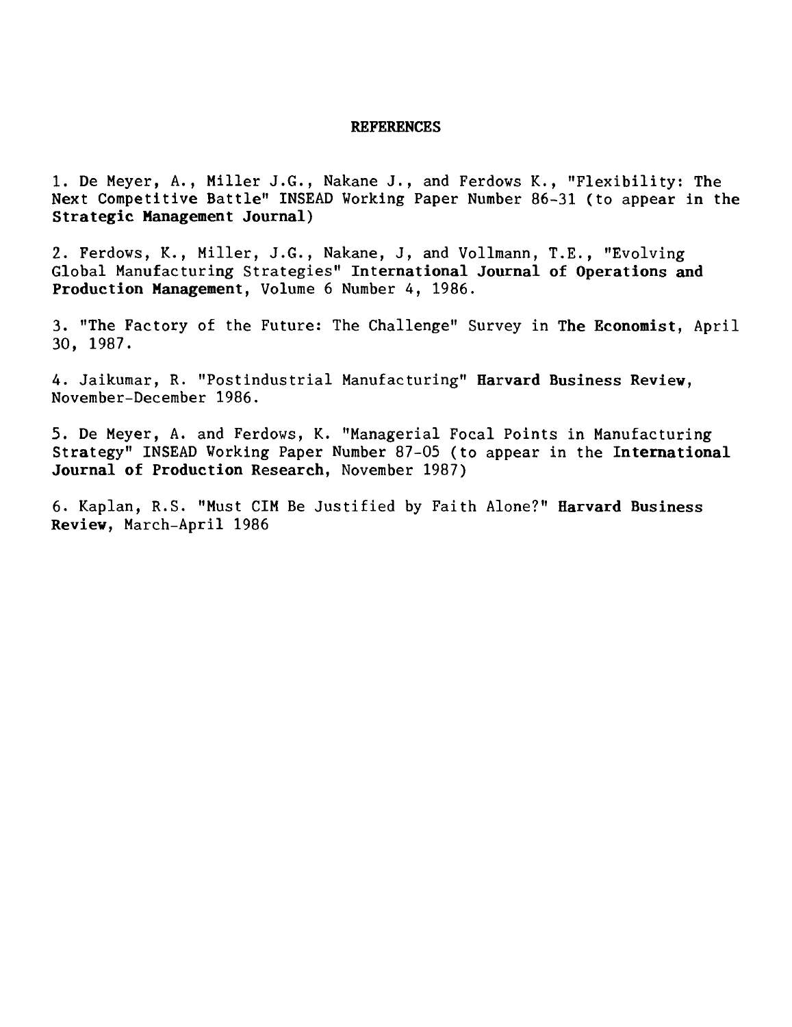## REFERENCES

1. De Meyer, A., Miller J.G., Nakane J., and Ferdows K., "Flexibility: The Next Competitive Battle" INSEAD Working Paper Number 86-31 (to appear in the **Strategic Management Journal**)

2. Ferdows, K., Miller, J.G., Nakane, J, and Vollmann, T.E., "Evolving Global Manufacturing Strategies" **International Journal of Operations and Production Management**, Volume 6 Number 4, 1986.

3. "The Factory of the Future: The Challenge" Survey in **The Economist**, April 30, 1987.

4. Jaikumar, R. "Postindustrial Manufacturing" **Harvard Business Review**, November-December 1986.

5. De Meyer, A. and Ferdows, K. "Managerial Focal Points in Manufacturing Strategy" INSEAD Working Paper Number 87-05 (to appear in the **International Journal of Production Research**, November 1987)

6. Kaplan, R.S. "Must CIM Be Justified by Faith Alone?" **Harvard Business Review**, March-April 1986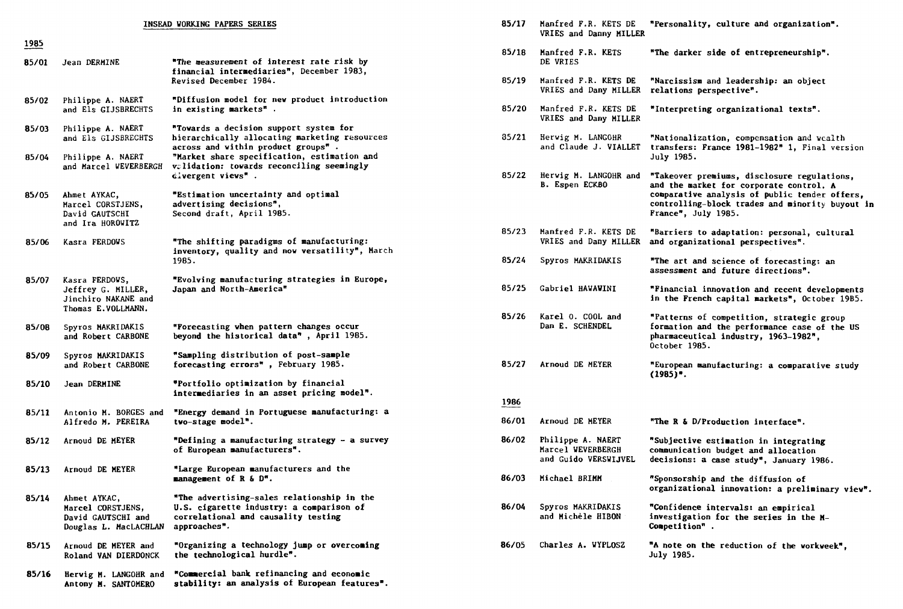## INSEAD WORKING PAPERS SERIES

### 1985

| | | |
|---|---|---|
| 85/01 | Jean DERMINE | "The measurement of interest rate risk by financial intermediaries", December 1983, Revised December 1984. |
| 85/02 | Philippe A. NAERT and Els GIJSBRECHTS | "Diffusion model for new product introduction in existing markets" . |
| 85/03 | Philippe A. NAERT and Els GIJSBRECHTS | "Towards a decision support system for hierarchically allocating marketing resources across and within product groups" . |
| 85/04 | Philippe A. NAERT and Marcel WEVERBERGH | "Market share specification, estimation and validation: towards reconciling seemingly divergent views" . |
| 85/05 | Ahmet AYKAC, Marcel CORSTJENS, David GAUTSCHI and Ira HOROWITZ | "Estimation uncertainty and optimal advertising decisions", Second draft, April 1985. |
| 85/06 | Kasra FERDOWS | "The shifting paradigms of manufacturing: inventory, quality and now versatility", March 1985. |
| 85/07 | Kasra FERDOWS, Jeffrey G. MILLER, Jinchiro NAKANE and Thomas E.VOLLMANN. | "Evolving manufacturing strategies in Europe, Japan and North-America" |
| 85/08 | Spyros MAKRIDAKIS and Robert CARBONE | "Forecasting when pattern changes occur beyond the historical data" , April 1985. |
| 85/09 | Spyros MAKRIDAKIS and Robert CARBONE | "Sampling distribution of post-sample forecasting errors" , February 1985. |
| 85/10 | Jean DERMINE | "Portfolio optimization by financial intermediaries in an asset pricing model". |
| 85/11 | Antonio M. BORGES and Alfredo M. PEREIRA | "Energy demand in Portuguese manufacturing: a two-stage model". |
| 85/12 | Arnoud DE MEYER | "Defining a manufacturing strategy - a survey of European manufacturers". |
| 85/13 | Arnoud DE MEYER | "Large European manufacturers and the management of R & D". |
| 85/14 | Ahmet AYKAC, Marcel CORSTJENS, David GAUTSCHI and Douglas L. MacLACHLAN | "The advertising-sales relationship in the U.S. cigarette industry: a comparison of correlational and causality testing approaches". |
| 85/15 | Arnoud DE MEYER and Roland VAN DIERDONCK | "Organizing a technology jump or overcoming the technological hurdle". |
| 85/16 | Herwig M. LANGOHR and Antony M. SANTOMERO | "Commercial bank refinancing and economic stability: an analysis of European features". |
| 85/17 | Manfred F.R. KETS DE VRIES and Danny MILLER | "Personality, culture and organization". |
| 85/18 | Manfred F.R. KETS DE VRIES | "The darker side of entrepreneurship". |
| 85/19 | Manfred F.R. KETS DE VRIES and Dany MILLER | "Narcissism and leadership: an object relations perspective". |
| 85/20 | Manfred F.R. KETS DE VRIES and Dany MILLER | "Interpreting organizational texts". |
| 85/21 | Herwig M. LANGOHR and Claude J. VIALLET | "Nationalization, compensation and wealth transfers: France 1981-1982" 1, Final version July 1985. |
| 85/22 | Herwig M. LANGOHR and B. Espen ECKBO | "Takeover premiums, disclosure regulations, and the market for corporate control. A comparative analysis of public tender offers, controlling-block trades and minority buyout in France", July 1985. |
| 85/23 | Manfred F.R. KETS DE VRIES and Dany MILLER | "Barriers to adaptation: personal, cultural and organizational perspectives". |
| 85/24 | Spyros MAKRIDAKIS | "The art and science of forecasting: an assessment and future directions". |
| 85/25 | Gabriel HAWAWINI | "Financial innovation and recent developments in the French capital markets", October 1985. |
| 85/26 | Karel O. COOL and Dan E. SCHENDEL | "Patterns of competition, strategic group formation and the performance case of the US pharmaceutical industry, 1963-1982", October 1985. |
| 85/27 | Arnoud DE MEYER | "European manufacturing: a comparative study (1985)". |

### 1986

| | | |
|---|---|---|
| 86/01 | Arnoud DE MEYER | "The R & D/Production interface". |
| 86/02 | Philippe A. NAERT Marcel WEVERBERGH and Guido VERSWIJVEL | "Subjective estimation in integrating communication budget and allocation decisions: a case study", January 1986. |
| 86/03 | Michael BRIMM | "Sponsorship and the diffusion of organizational innovation: a preliminary view". |
| 86/04 | Spyros MAKRIDAKIS and Michèle HIBON | "Confidence intervals: an empirical investigation for the series in the M-Competition" . |
| 86/05 | Charles A. WYPLOSZ | "A note on the reduction of the workweek", July 1985. |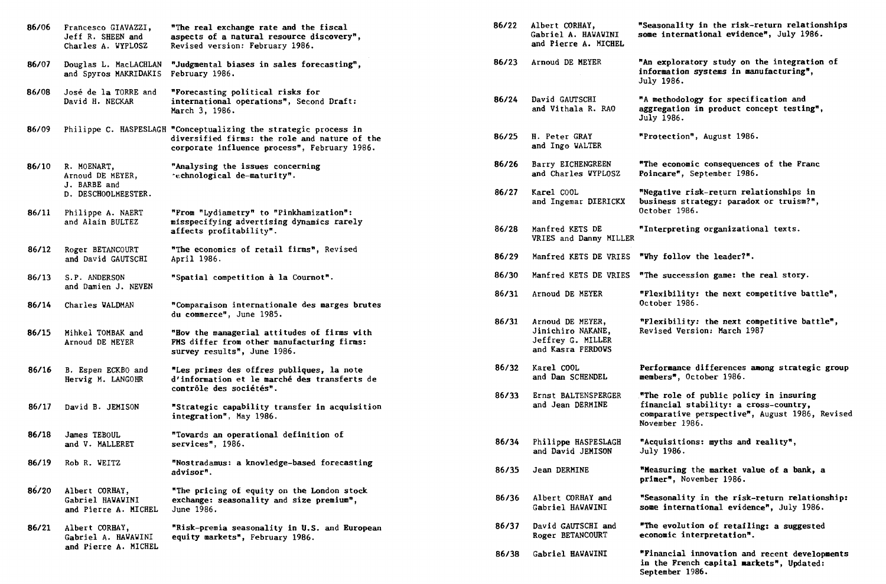86/06 Francesco GIAVAZZI, Jeff R. SHEEN and Charles A. WYPLOSZ — "The real exchange rate and the fiscal aspects of a natural resource discovery", Revised version: February 1986.

86/07 Douglas L. MacLACHLAN and Spyros MAKRIDAKIS — "Judgmental biases in sales forecasting", February 1986.

86/08 José de la TORRE and David H. NECKAR — "Forecasting political risks for international operations", Second Draft: March 3, 1986.

86/09 Philippe C. HASPESLAGH — "Conceptualizing the strategic process in diversified firms: the role and nature of the corporate influence process", February 1986.

86/10 R. MOENART, Arnoud DE MEYER, J. BARBE and D. DESCHOOLMEESTER. — "Analysing the issues concerning technological de-maturity".

86/11 Philippe A. NAERT and Alain BULTEZ — "From "Lydiametry" to "Pinkhamization": misspecifying advertising dynamics rarely affects profitability".

86/12 Roger BETANCOURT and David GAUTSCHI — "The economics of retail firms", Revised April 1986.

86/13 S.P. ANDERSON and Damien J. NEVEN — "Spatial competition à la Cournot".

86/14 Charles WALDMAN — "Comparaison internationale des marges brutes du commerce", June 1985.

86/15 Mihkel TOMBAK and Arnoud DE MEYER — "How the managerial attitudes of firms with FMS differ from other manufacturing firms: survey results", June 1986.

86/16 B. Espen ECKBO and Herwig M. LANGOHR — "Les primes des offres publiques, la note d'information et le marché des transferts de contrôle des sociétés".

86/17 David B. JEMISON — "Strategic capability transfer in acquisition integration", May 1986.

86/18 James TEBOUL and V. MALLERET — "Towards an operational definition of services", 1986.

86/19 Rob R. WEITZ — "Nostradamus: a knowledge-based forecasting advisor".

86/20 Albert CORHAY, Gabriel HAWAWINI and Pierre A. MICHEL — "The pricing of equity on the London stock exchange: seasonality and size premium", June 1986.

86/21 Albert CORHAY, Gabriel A. HAWAWINI and Pierre A. MICHEL — "Risk-premia seasonality in U.S. and European equity markets", February 1986.

86/22 Albert CORHAY, Gabriel A. HAWAWINI and Pierre A. MICHEL — "Seasonality in the risk-return relationships some international evidence", July 1986.

86/23 Arnoud DE MEYER — "An exploratory study on the integration of information systems in manufacturing", July 1986.

86/24 David GAUTSCHI and Vithala R. RAO — "A methodology for specification and aggregation in product concept testing", July 1986.

86/25 H. Peter GRAY and Ingo WALTER — "Protection", August 1986.

86/26 Barry EICHENGREEN and Charles WYPLOSZ — "The economic consequences of the Franc Poincare", September 1986.

86/27 Karel COOL and Ingemar DIERICKX — "Negative risk-return relationships in business strategy: paradox or truism?", October 1986.

86/28 Manfred KETS DE VRIES and Danny MILLER — "Interpreting organizational texts.

86/29 Manfred KETS DE VRIES — "Why follow the leader?".

86/30 Manfred KETS DE VRIES — "The succession game: the real story.

86/31 Arnoud DE MEYER — "Flexibility: the next competitive battle", October 1986.

86/31 Arnoud DE MEYER, Jinichiro NAKANE, Jeffrey G. MILLER and Kasra FERDOWS — "Flexibility: the next competitive battle", Revised Version: March 1987

86/32 Karel COOL and Dan SCHENDEL — Performance differences among strategic group members", October 1986.

86/33 Ernst BALTENSPERGER and Jean DERMINE — "The role of public policy in insuring financial stability: a cross-country, comparative perspective", August 1986, Revised November 1986.

86/34 Philippe HASPESLAGH and David JEMISON — "Acquisitions: myths and reality", July 1986.

86/35 Jean DERMINE — "Measuring the market value of a bank, a primer", November 1986.

86/36 Albert CORHAY and Gabriel HAWAWINI — "Seasonality in the risk-return relationship: some international evidence", July 1986.

86/37 David GAUTSCHI and Roger BETANCOURT — "The evolution of retailing: a suggested economic interpretation".

86/38 Gabriel HAWAWINI — "Financial innovation and recent developments in the French capital markets", Updated: September 1986.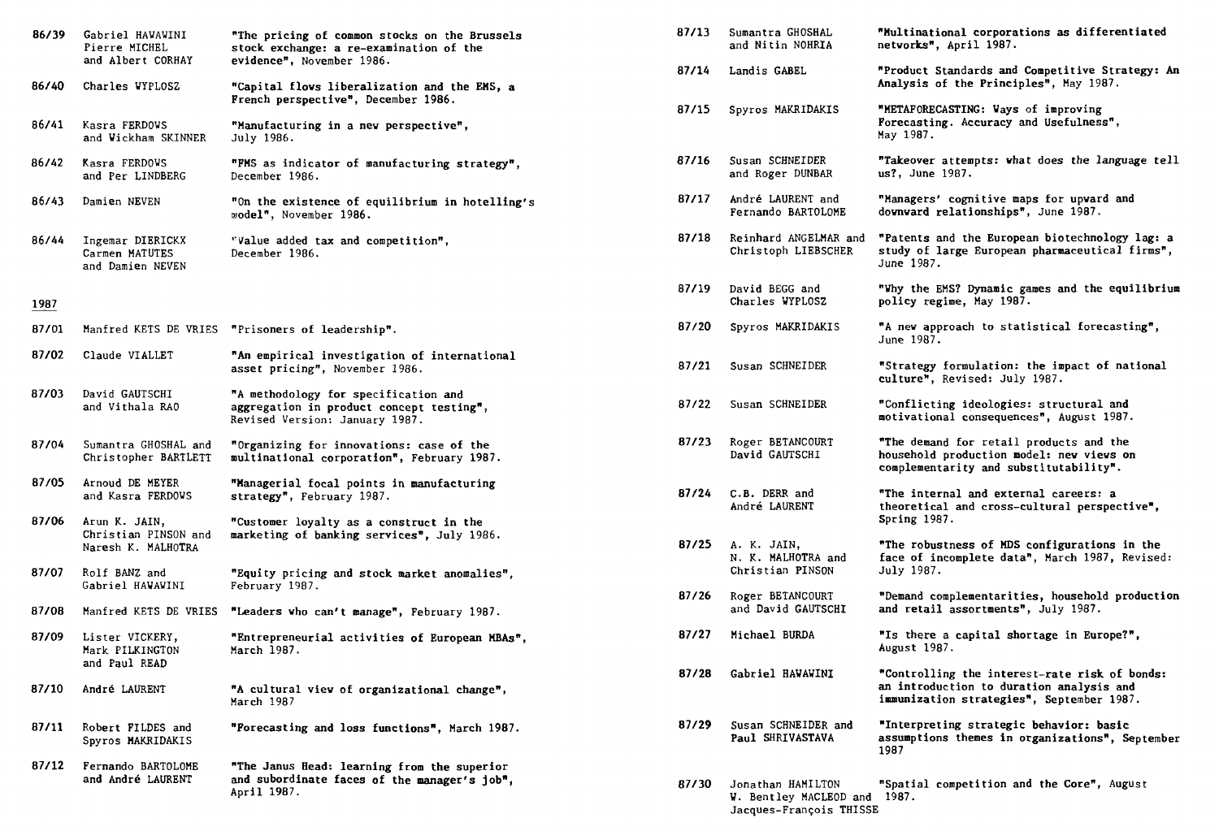86/39 Gabriel HAWAWINI, Pierre MICHEL and Albert CORHAY — "The pricing of common stocks on the Brussels stock exchange: a re-examination of the evidence", November 1986.

86/40 Charles WYPLOSZ — "Capital flows liberalization and the EMS, a French perspective", December 1986.

86/41 Kasra FERDOWS and Wickham SKINNER — "Manufacturing in a new perspective", July 1986.

86/42 Kasra FERDOWS and Per LINDBERG — "FMS as indicator of manufacturing strategy", December 1986.

86/43 Damien NEVEN — "On the existence of equilibrium in hotelling's model", November 1986.

86/44 Ingemar DIERICKX, Carmen MATUTES and Damien NEVEN — "Value added tax and competition", December 1986.

1987

87/01 Manfred KETS DE VRIES — "Prisoners of leadership".

87/02 Claude VIALLET — "An empirical investigation of international asset pricing", November 1986.

87/03 David GAUTSCHI and Vithala RAO — "A methodology for specification and aggregation in product concept testing", Revised Version: January 1987.

87/04 Sumantra GHOSHAL and Christopher BARTLETT — "Organizing for innovations: case of the multinational corporation", February 1987.

87/05 Arnoud DE MEYER and Kasra FERDOWS — "Managerial focal points in manufacturing strategy", February 1987.

87/06 Arun K. JAIN, Christian PINSON and Naresh K. MALHOTRA — "Customer loyalty as a construct in the marketing of banking services", July 1986.

87/07 Rolf BANZ and Gabriel HAWAWINI — "Equity pricing and stock market anomalies", February 1987.

87/08 Manfred KETS DE VRIES — "Leaders who can't manage", February 1987.

87/09 Lister VICKERY, Mark PILKINGTON and Paul READ — "Entrepreneurial activities of European MBAs", March 1987.

87/10 André LAURENT — "A cultural view of organizational change", March 1987

87/11 Robert FILDES and Spyros MAKRIDAKIS — "Forecasting and loss functions", March 1987.

87/12 Fernando BARTOLOME and André LAURENT — "The Janus Head: learning from the superior and subordinate faces of the manager's job", April 1987.

87/13 Sumantra GHOSHAL and Nitin NOHRIA — "Multinational corporations as differentiated networks", April 1987.

87/14 Landis GABEL — "Product Standards and Competitive Strategy: An Analysis of the Principles", May 1987.

87/15 Spyros MAKRIDAKIS — "METAFORECASTING: Ways of improving Forecasting. Accuracy and Usefulness", May 1987.

87/16 Susan SCHNEIDER and Roger DUNBAR — "Takeover attempts: what does the language tell us?, June 1987.

87/17 André LAURENT and Fernando BARTOLOME — "Managers' cognitive maps for upward and downward relationships", June 1987.

87/18 Reinhard ANGELMAR and Christoph LIEBSCHER — "Patents and the European biotechnology lag: a study of large European pharmaceutical firms", June 1987.

87/19 David BEGG and Charles WYPLOSZ — "Why the EMS? Dynamic games and the equilibrium policy regime, May 1987.

87/20 Spyros MAKRIDAKIS — "A new approach to statistical forecasting", June 1987.

87/21 Susan SCHNEIDER — "Strategy formulation: the impact of national culture", Revised: July 1987.

87/22 Susan SCHNEIDER — "Conflicting ideologies: structural and motivational consequences", August 1987.

87/23 Roger BETANCOURT, David GAUTSCHI — "The demand for retail products and the household production model: new views on complementarity and substitutability".

87/24 C.B. DERR and André LAURENT — "The internal and external careers: a theoretical and cross-cultural perspective", Spring 1987.

87/25 A. K. JAIN, N. K. MALHOTRA and Christian PINSON — "The robustness of MDS configurations in the face of incomplete data", March 1987, Revised: July 1987.

87/26 Roger BETANCOURT and David GAUTSCHI — "Demand complementarities, household production and retail assortments", July 1987.

87/27 Michael BURDA — "Is there a capital shortage in Europe?", August 1987.

87/28 Gabriel HAWAWINI — "Controlling the interest-rate risk of bonds: an introduction to duration analysis and immunization strategies", September 1987.

87/29 Susan SCHNEIDER and Paul SHRIVASTAVA — "Interpreting strategic behavior: basic assumptions themes in organizations", September 1987

87/30 Jonathan HAMILTON, W. Bentley MACLEOD and Jacques-François THISSE — "Spatial competition and the Core", August 1987.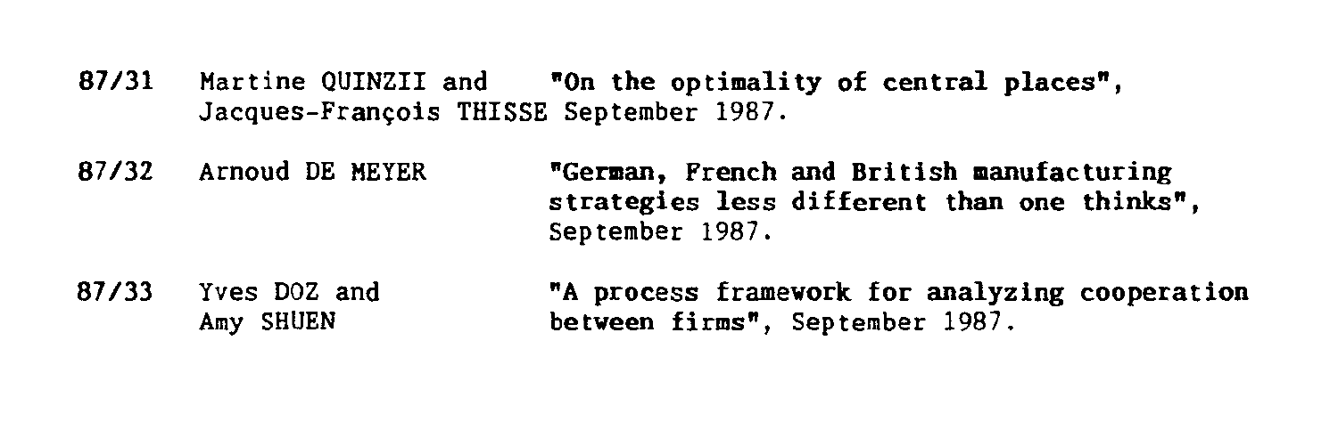| | | |
|---|---|---|
| 87/31 | Martine QUINZII and Jacques-François THISSE | "On the optimality of central places", September 1987. |
| 87/32 | Arnoud DE MEYER | "German, French and British manufacturing strategies less different than one thinks", September 1987. |
| 87/33 | Yves DOZ and Amy SHUEN | "A process framework for analyzing cooperation between firms", September 1987. |